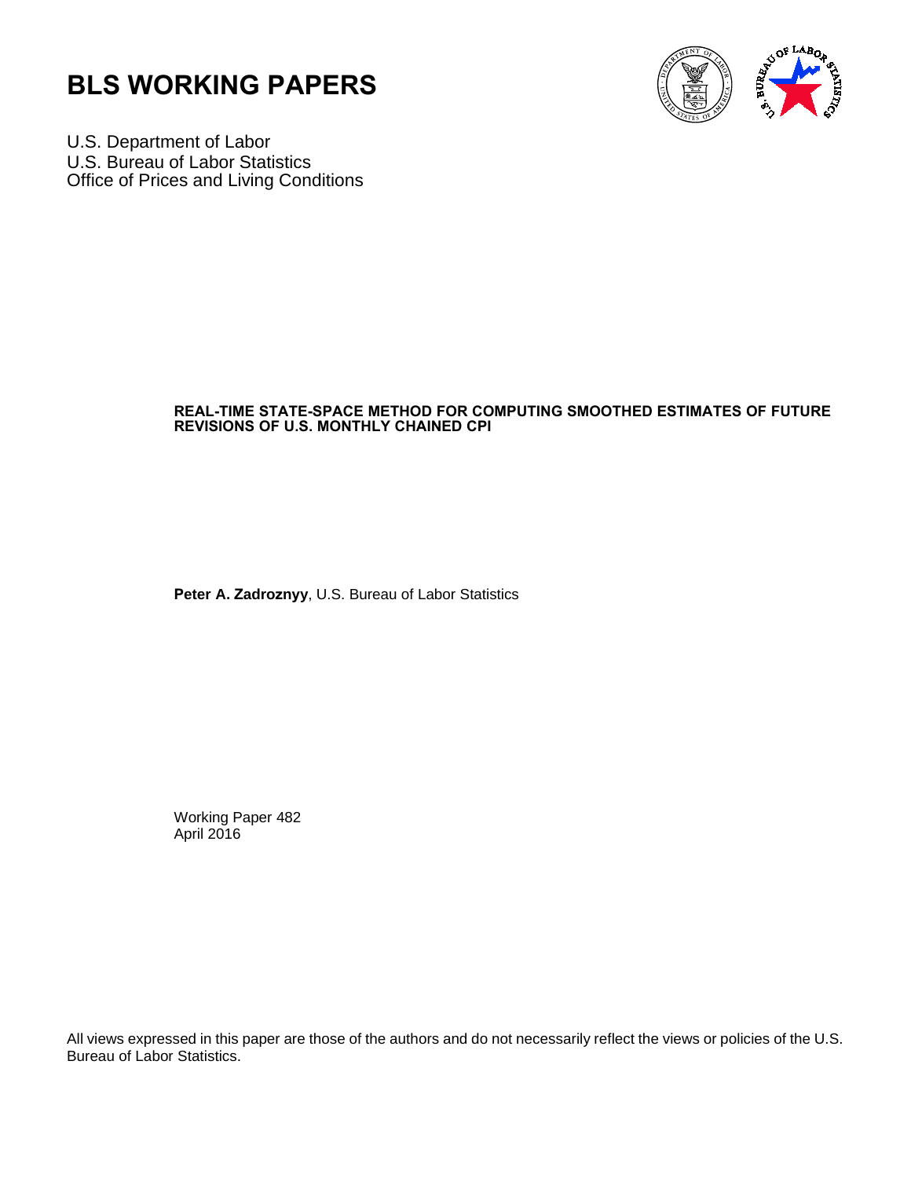# BLS WORKING PAPERS

U.S. Department of Labor
U.S. Bureau of Labor Statistics
Office of Prices and Living Conditions

**REAL-TIME STATE-SPACE METHOD FOR COMPUTING SMOOTHED ESTIMATES OF FUTURE REVISIONS OF U.S. MONTHLY CHAINED CPI**

**Peter A. Zadroznyy**, U.S. Bureau of Labor Statistics

Working Paper 482
April 2016

All views expressed in this paper are those of the authors and do not necessarily reflect the views or policies of the U.S. Bureau of Labor Statistics.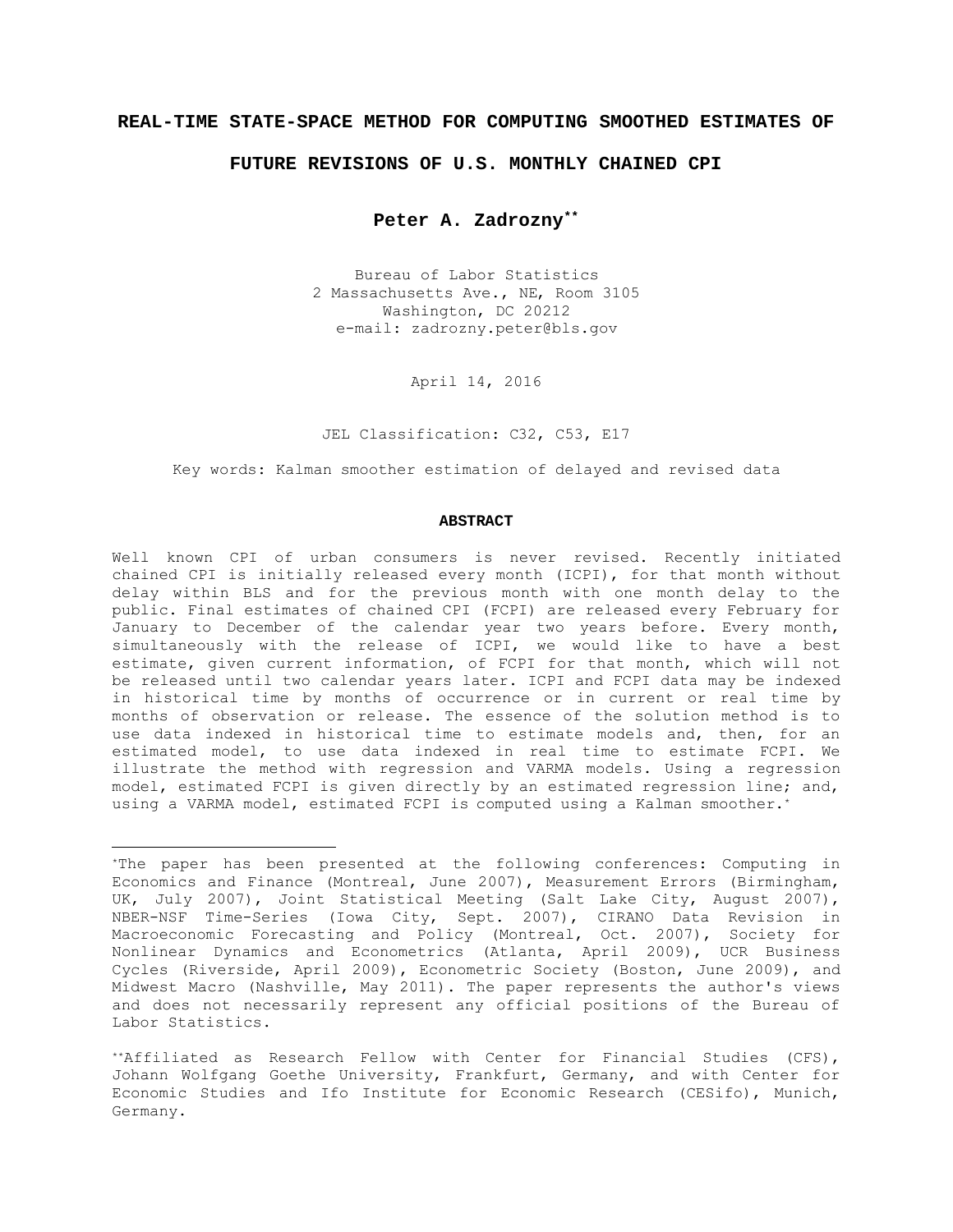# REAL-TIME STATE-SPACE METHOD FOR COMPUTING SMOOTHED ESTIMATES OF FUTURE REVISIONS OF U.S. MONTHLY CHAINED CPI

**Peter A. Zadrozny**[**]

Bureau of Labor Statistics
2 Massachusetts Ave., NE, Room 3105
Washington, DC 20212
e-mail: zadrozny.peter@bls.gov

April 14, 2016

JEL Classification: C32, C53, E17

Key words: Kalman smoother estimation of delayed and revised data

**ABSTRACT**

Well known CPI of urban consumers is never revised. Recently initiated chained CPI is initially released every month (ICPI), for that month without delay within BLS and for the previous month with one month delay to the public. Final estimates of chained CPI (FCPI) are released every February for January to December of the calendar year two years before. Every month, simultaneously with the release of ICPI, we would like to have a best estimate, given current information, of FCPI for that month, which will not be released until two calendar years later. ICPI and FCPI data may be indexed in historical time by months of occurrence or in current or real time by months of observation or release. The essence of the solution method is to use data indexed in historical time to estimate models and, then, for an estimated model, to use data indexed in real time to estimate FCPI. We illustrate the method with regression and VARMA models. Using a regression model, estimated FCPI is given directly by an estimated regression line; and, using a VARMA model, estimated FCPI is computed using a Kalman smoother.[*]

---

[*]The paper has been presented at the following conferences: Computing in Economics and Finance (Montreal, June 2007), Measurement Errors (Birmingham, UK, July 2007), Joint Statistical Meeting (Salt Lake City, August 2007), NBER-NSF Time-Series (Iowa City, Sept. 2007), CIRANO Data Revision in Macroeconomic Forecasting and Policy (Montreal, Oct. 2007), Society for Nonlinear Dynamics and Econometrics (Atlanta, April 2009), UCR Business Cycles (Riverside, April 2009), Econometric Society (Boston, June 2009), and Midwest Macro (Nashville, May 2011). The paper represents the author's views and does not necessarily represent any official positions of the Bureau of Labor Statistics.

[**]Affiliated as Research Fellow with Center for Financial Studies (CFS), Johann Wolfgang Goethe University, Frankfurt, Germany, and with Center for Economic Studies and Ifo Institute for Economic Research (CESifo), Munich, Germany.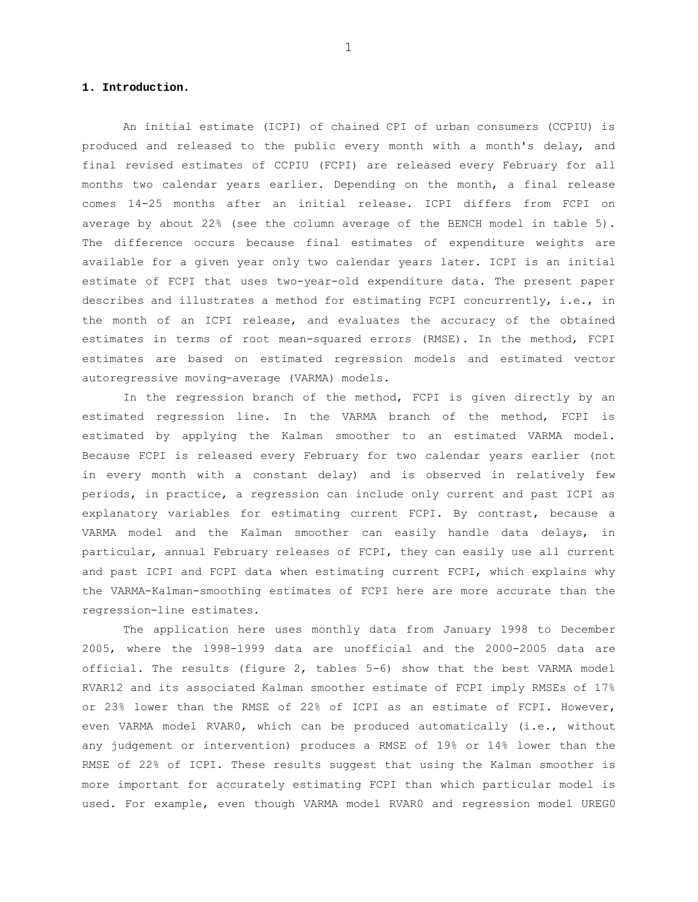## 1. Introduction.

An initial estimate (ICPI) of chained CPI of urban consumers (CCPIU) is produced and released to the public every month with a month's delay, and final revised estimates of CCPIU (FCPI) are released every February for all months two calendar years earlier. Depending on the month, a final release comes 14-25 months after an initial release. ICPI differs from FCPI on average by about 22% (see the column average of the BENCH model in table 5). The difference occurs because final estimates of expenditure weights are available for a given year only two calendar years later. ICPI is an initial estimate of FCPI that uses two-year-old expenditure data. The present paper describes and illustrates a method for estimating FCPI concurrently, i.e., in the month of an ICPI release, and evaluates the accuracy of the obtained estimates in terms of root mean-squared errors (RMSE). In the method, FCPI estimates are based on estimated regression models and estimated vector autoregressive moving-average (VARMA) models.

In the regression branch of the method, FCPI is given directly by an estimated regression line. In the VARMA branch of the method, FCPI is estimated by applying the Kalman smoother to an estimated VARMA model. Because FCPI is released every February for two calendar years earlier (not in every month with a constant delay) and is observed in relatively few periods, in practice, a regression can include only current and past ICPI as explanatory variables for estimating current FCPI. By contrast, because a VARMA model and the Kalman smoother can easily handle data delays, in particular, annual February releases of FCPI, they can easily use all current and past ICPI and FCPI data when estimating current FCPI, which explains why the VARMA-Kalman-smoothing estimates of FCPI here are more accurate than the regression-line estimates.

The application here uses monthly data from January 1998 to December 2005, where the 1998-1999 data are unofficial and the 2000-2005 data are official. The results (figure 2, tables 5-6) show that the best VARMA model RVAR12 and its associated Kalman smoother estimate of FCPI imply RMSEs of 17% or 23% lower than the RMSE of 22% of ICPI as an estimate of FCPI. However, even VARMA model RVAR0, which can be produced automatically (i.e., without any judgement or intervention) produces a RMSE of 19% or 14% lower than the RMSE of 22% of ICPI. These results suggest that using the Kalman smoother is more important for accurately estimating FCPI than which particular model is used. For example, even though VARMA model RVAR0 and regression model UREG0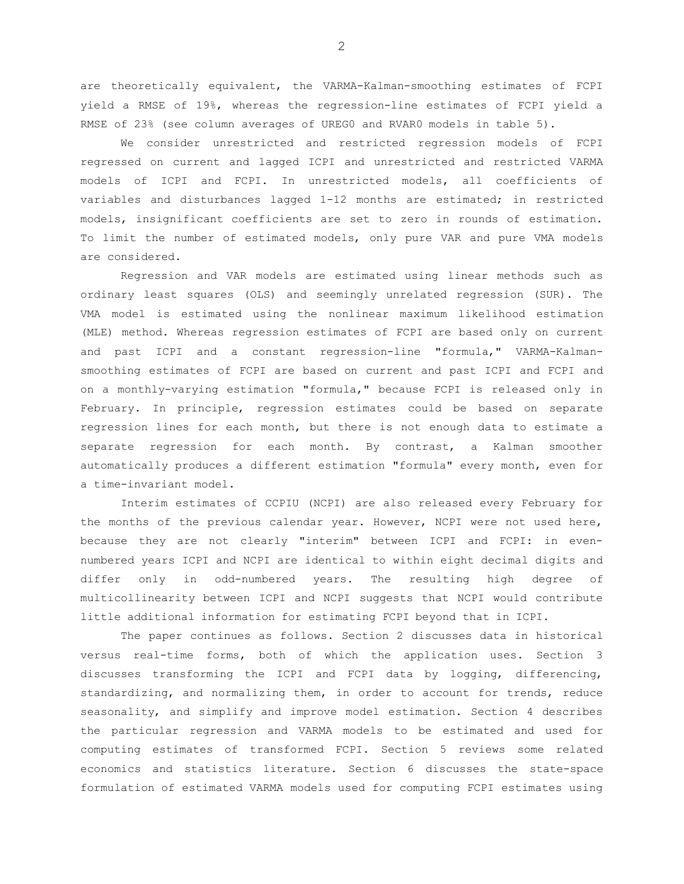are theoretically equivalent, the VARMA-Kalman-smoothing estimates of FCPI yield a RMSE of 19%, whereas the regression-line estimates of FCPI yield a RMSE of 23% (see column averages of UREG0 and RVAR0 models in table 5).

We consider unrestricted and restricted regression models of FCPI regressed on current and lagged ICPI and unrestricted and restricted VARMA models of ICPI and FCPI. In unrestricted models, all coefficients of variables and disturbances lagged 1-12 months are estimated; in restricted models, insignificant coefficients are set to zero in rounds of estimation. To limit the number of estimated models, only pure VAR and pure VMA models are considered.

Regression and VAR models are estimated using linear methods such as ordinary least squares (OLS) and seemingly unrelated regression (SUR). The VMA model is estimated using the nonlinear maximum likelihood estimation (MLE) method. Whereas regression estimates of FCPI are based only on current and past ICPI and a constant regression-line "formula," VARMA-Kalman-smoothing estimates of FCPI are based on current and past ICPI and FCPI and on a monthly-varying estimation "formula," because FCPI is released only in February. In principle, regression estimates could be based on separate regression lines for each month, but there is not enough data to estimate a separate regression for each month. By contrast, a Kalman smoother automatically produces a different estimation "formula" every month, even for a time-invariant model.

Interim estimates of CCPIU (NCPI) are also released every February for the months of the previous calendar year. However, NCPI were not used here, because they are not clearly "interim" between ICPI and FCPI: in even-numbered years ICPI and NCPI are identical to within eight decimal digits and differ only in odd-numbered years. The resulting high degree of multicollinearity between ICPI and NCPI suggests that NCPI would contribute little additional information for estimating FCPI beyond that in ICPI.

The paper continues as follows. Section 2 discusses data in historical versus real-time forms, both of which the application uses. Section 3 discusses transforming the ICPI and FCPI data by logging, differencing, standardizing, and normalizing them, in order to account for trends, reduce seasonality, and simplify and improve model estimation. Section 4 describes the particular regression and VARMA models to be estimated and used for computing estimates of transformed FCPI. Section 5 reviews some related economics and statistics literature. Section 6 discusses the state-space formulation of estimated VARMA models used for computing FCPI estimates using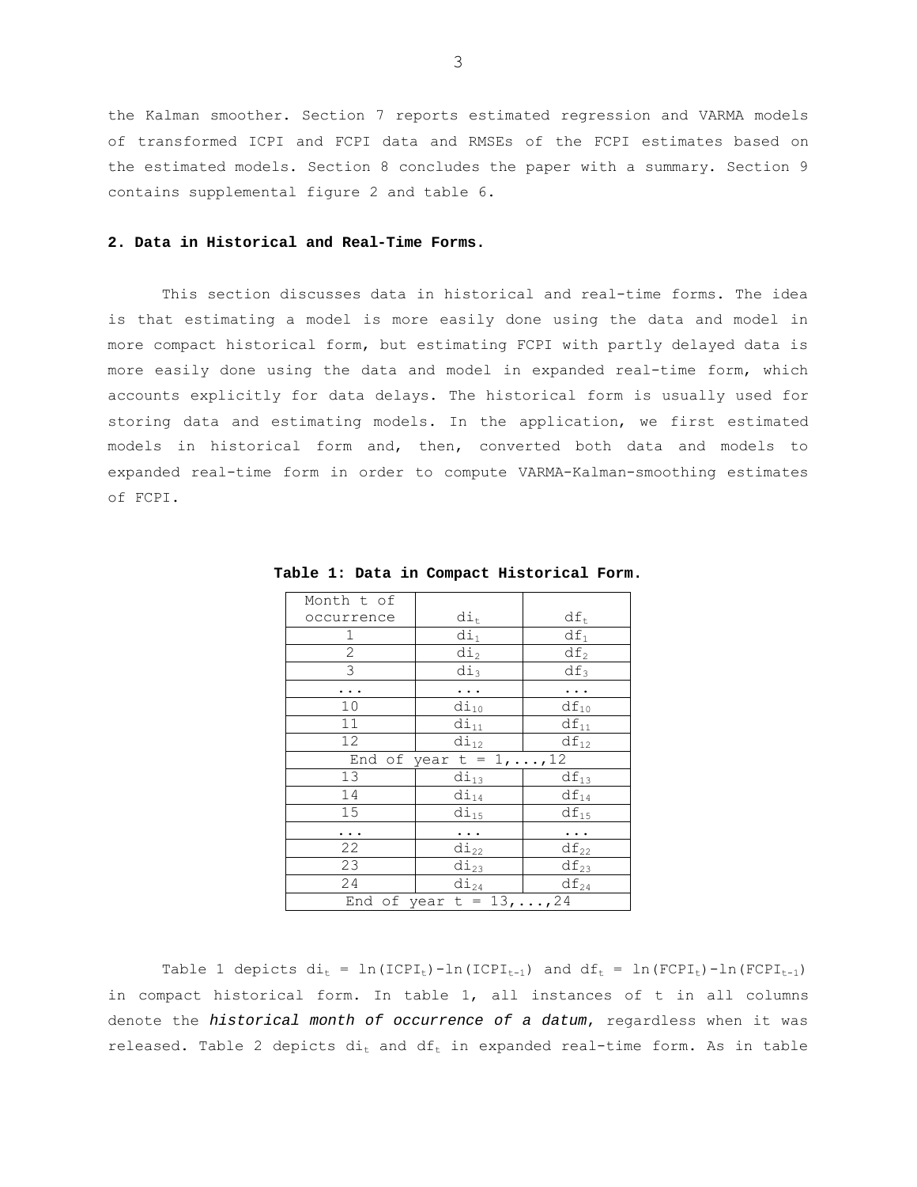the Kalman smoother. Section 7 reports estimated regression and VARMA models of transformed ICPI and FCPI data and RMSEs of the FCPI estimates based on the estimated models. Section 8 concludes the paper with a summary. Section 9 contains supplemental figure 2 and table 6.

## 2. Data in Historical and Real-Time Forms.

This section discusses data in historical and real-time forms. The idea is that estimating a model is more easily done using the data and model in more compact historical form, but estimating FCPI with partly delayed data is more easily done using the data and model in expanded real-time form, which accounts explicitly for data delays. The historical form is usually used for storing data and estimating models. In the application, we first estimated models in historical form and, then, converted both data and models to expanded real-time form in order to compute VARMA-Kalman-smoothing estimates of FCPI.

**Table 1: Data in Compact Historical Form.**

| Month t of occurrence | $di_t$ | $df_t$ |
|---|---|---|
| 1 | $di_1$ | $df_1$ |
| 2 | $di_2$ | $df_2$ |
| 3 | $di_3$ | $df_3$ |
| ... | ... | ... |
| 10 | $di_{10}$ | $df_{10}$ |
| 11 | $di_{11}$ | $df_{11}$ |
| 12 | $di_{12}$ | $df_{12}$ |
| End of year t = 1,...,12 | | |
| 13 | $di_{13}$ | $df_{13}$ |
| 14 | $di_{14}$ | $df_{14}$ |
| 15 | $di_{15}$ | $df_{15}$ |
| ... | ... | ... |
| 22 | $di_{22}$ | $df_{22}$ |
| 23 | $di_{23}$ | $df_{23}$ |
| 24 | $di_{24}$ | $df_{24}$ |
| End of year t = 13,...,24 | | |

Table 1 depicts $di_t = \ln(ICPI_t)-\ln(ICPI_{t-1})$ and $df_t = \ln(FCPI_t)-\ln(FCPI_{t-1})$ in compact historical form. In table 1, all instances of t in all columns denote the ***historical month of occurrence of a datum***, regardless when it was released. Table 2 depicts $di_t$ and $df_t$ in expanded real-time form. As in table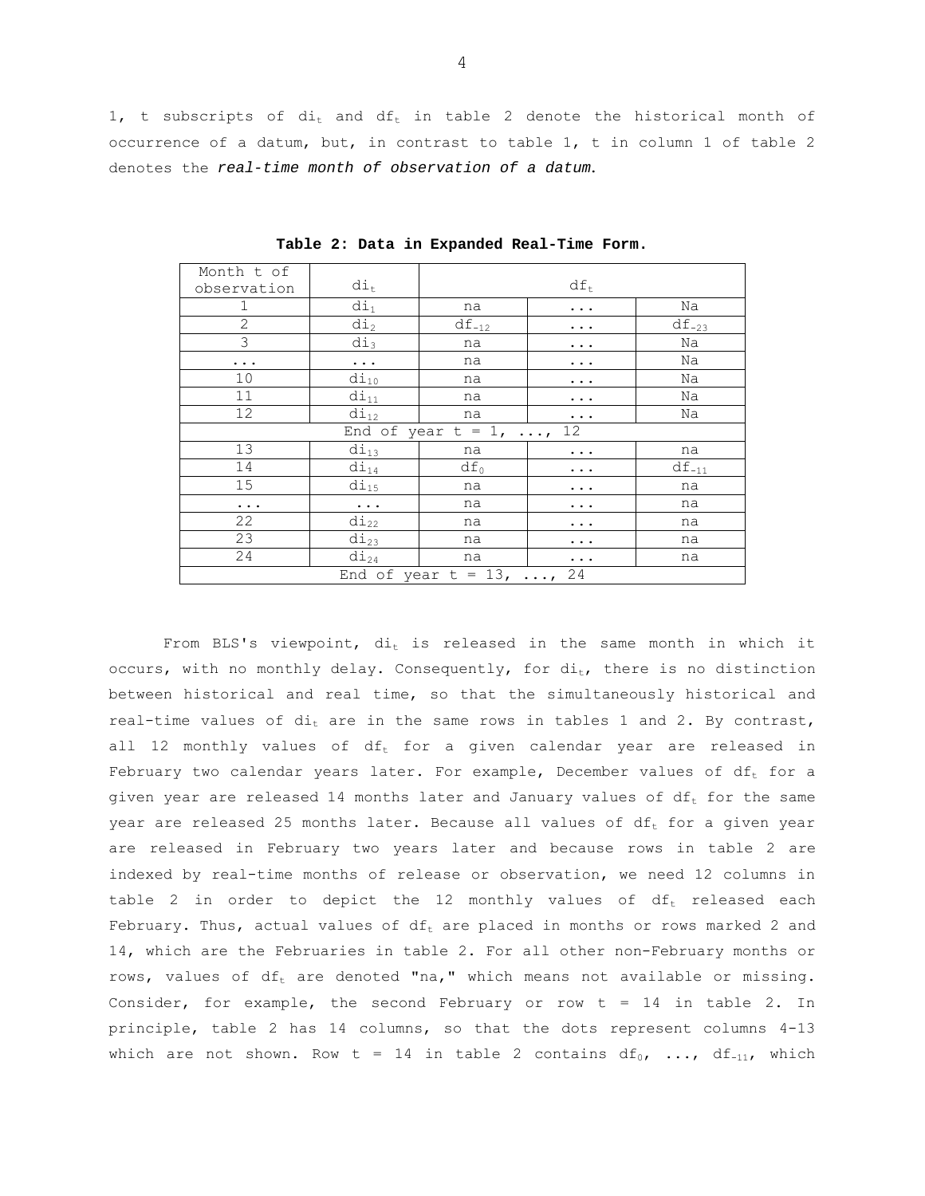1, t subscripts of $di_t$ and $df_t$ in table 2 denote the historical month of occurrence of a datum, but, in contrast to table 1, t in column 1 of table 2 denotes the ***real-time month of observation of a datum***.

**Table 2: Data in Expanded Real-Time Form.**

| Month t of observation | $di_t$ | $df_t$ | | |
|---|---|---|---|---|
| 1 | $di_1$ | na | ... | Na |
| 2 | $di_2$ | $df_{-12}$ | ... | $df_{-23}$ |
| 3 | $di_3$ | na | ... | Na |
| ... | ... | na | ... | Na |
| 10 | $di_{10}$ | na | ... | Na |
| 11 | $di_{11}$ | na | ... | Na |
| 12 | $di_{12}$ | na | ... | Na |
| End of year t = 1, ..., 12 | | | | |
| 13 | $di_{13}$ | na | ... | na |
| 14 | $di_{14}$ | $df_0$ | ... | $df_{-11}$ |
| 15 | $di_{15}$ | na | ... | na |
| ... | ... | na | ... | na |
| 22 | $di_{22}$ | na | ... | na |
| 23 | $di_{23}$ | na | ... | na |
| 24 | $di_{24}$ | na | ... | na |
| End of year t = 13, ..., 24 | | | | |

From BLS's viewpoint, $di_t$ is released in the same month in which it occurs, with no monthly delay. Consequently, for $di_t$, there is no distinction between historical and real time, so that the simultaneously historical and real-time values of $di_t$ are in the same rows in tables 1 and 2. By contrast, all 12 monthly values of $df_t$ for a given calendar year are released in February two calendar years later. For example, December values of $df_t$ for a given year are released 14 months later and January values of $df_t$ for the same year are released 25 months later. Because all values of $df_t$ for a given year are released in February two years later and because rows in table 2 are indexed by real-time months of release or observation, we need 12 columns in table 2 in order to depict the 12 monthly values of $df_t$ released each February. Thus, actual values of $df_t$ are placed in months or rows marked 2 and 14, which are the Februaries in table 2. For all other non-February months or rows, values of $df_t$ are denoted "na," which means not available or missing. Consider, for example, the second February or row t = 14 in table 2. In principle, table 2 has 14 columns, so that the dots represent columns 4-13 which are not shown. Row t = 14 in table 2 contains $df_0$, ..., $df_{-11}$, which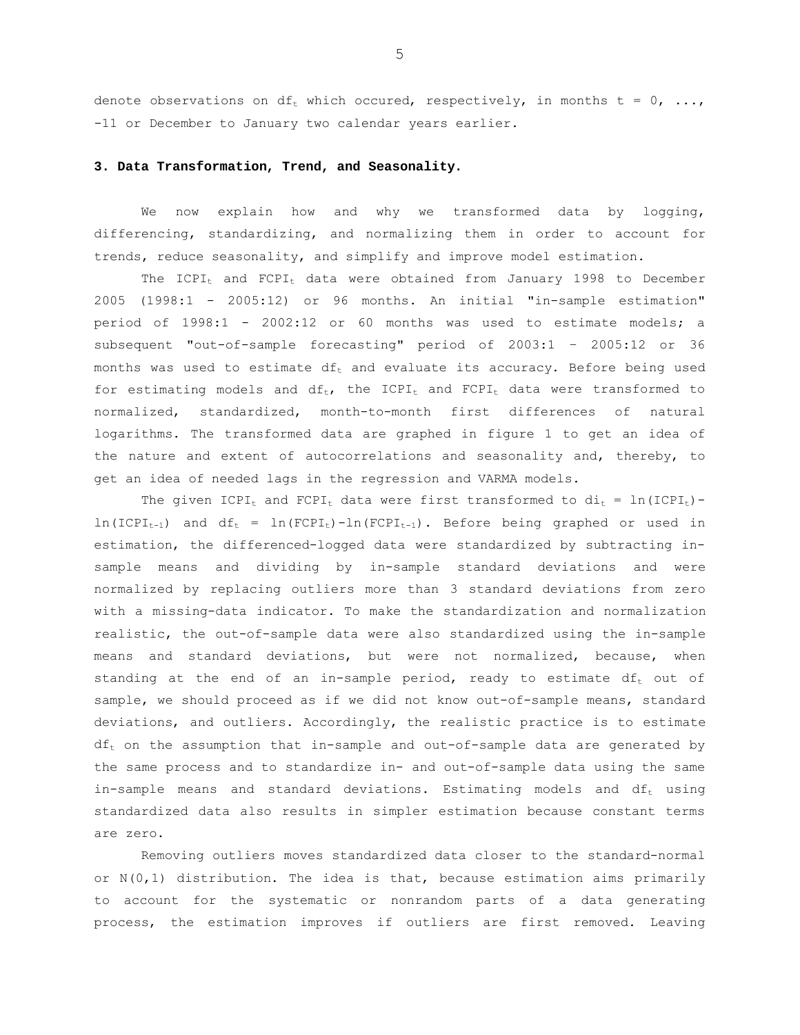denote observations on $df_t$ which occured, respectively, in months t = 0, ..., -11 or December to January two calendar years earlier.

### 3. Data Transformation, Trend, and Seasonality.

We now explain how and why we transformed data by logging, differencing, standardizing, and normalizing them in order to account for trends, reduce seasonality, and simplify and improve model estimation.

The $ICPI_t$ and $FCPI_t$ data were obtained from January 1998 to December 2005 (1998:1 - 2005:12) or 96 months. An initial "in-sample estimation" period of 1998:1 - 2002:12 or 60 months was used to estimate models; a subsequent "out-of-sample forecasting" period of 2003:1 – 2005:12 or 36 months was used to estimate $df_t$ and evaluate its accuracy. Before being used for estimating models and $df_t$, the $ICPI_t$ and $FCPI_t$ data were transformed to normalized, standardized, month-to-month first differences of natural logarithms. The transformed data are graphed in figure 1 to get an idea of the nature and extent of autocorrelations and seasonality and, thereby, to get an idea of needed lags in the regression and VARMA models.

The given $ICPI_t$ and $FCPI_t$ data were first transformed to $di_t = \ln(ICPI_t) - \ln(ICPI_{t-1})$ and $df_t = \ln(FCPI_t) - \ln(FCPI_{t-1})$. Before being graphed or used in estimation, the differenced-logged data were standardized by subtracting in-sample means and dividing by in-sample standard deviations and were normalized by replacing outliers more than 3 standard deviations from zero with a missing-data indicator. To make the standardization and normalization realistic, the out-of-sample data were also standardized using the in-sample means and standard deviations, but were not normalized, because, when standing at the end of an in-sample period, ready to estimate $df_t$ out of sample, we should proceed as if we did not know out-of-sample means, standard deviations, and outliers. Accordingly, the realistic practice is to estimate $df_t$ on the assumption that in-sample and out-of-sample data are generated by the same process and to standardize in- and out-of-sample data using the same in-sample means and standard deviations. Estimating models and $df_t$ using standardized data also results in simpler estimation because constant terms are zero.

Removing outliers moves standardized data closer to the standard-normal or N(0,1) distribution. The idea is that, because estimation aims primarily to account for the systematic or nonrandom parts of a data generating process, the estimation improves if outliers are first removed. Leaving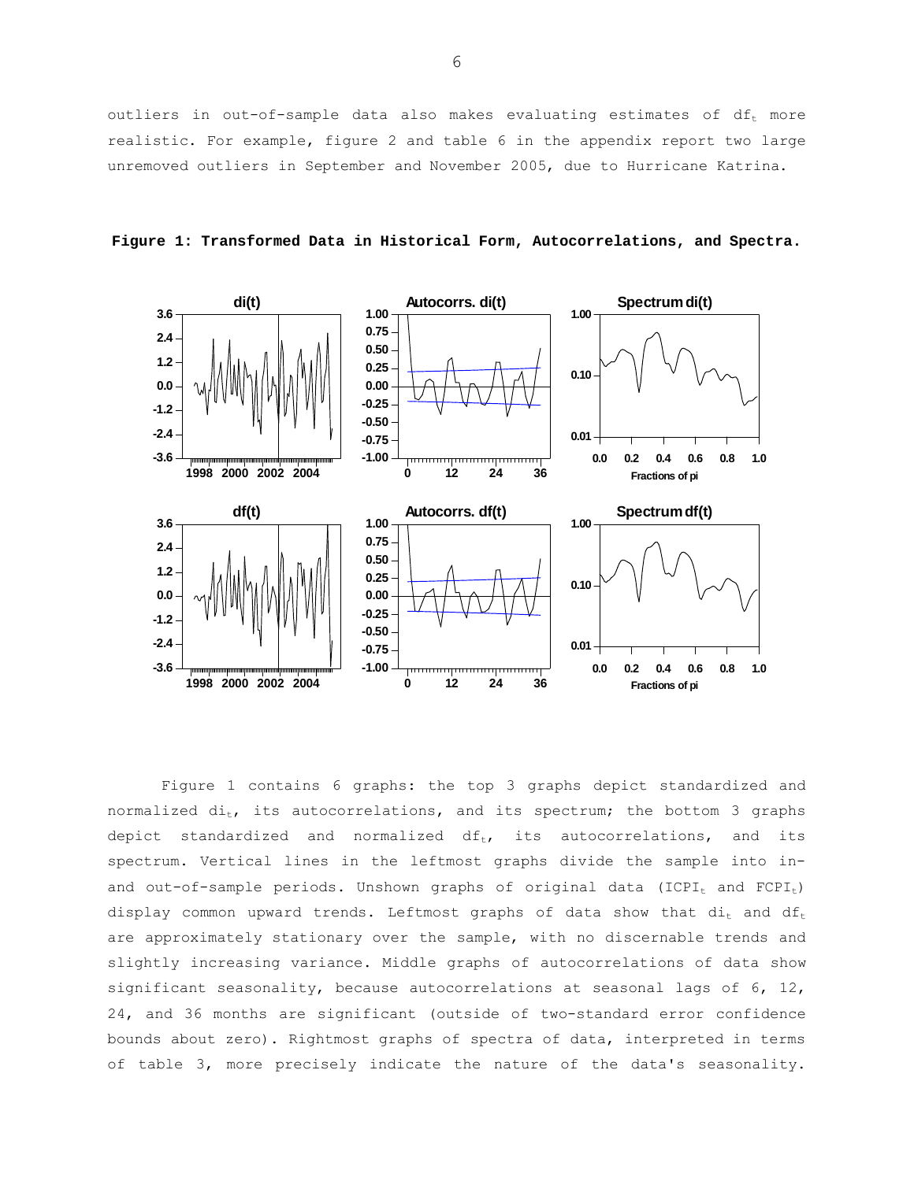outliers in out-of-sample data also makes evaluating estimates of $df_t$ more realistic. For example, figure 2 and table 6 in the appendix report two large unremoved outliers in September and November 2005, due to Hurricane Katrina.

**Figure 1: Transformed Data in Historical Form, Autocorrelations, and Spectra.**

Figure 1 contains 6 graphs: the top 3 graphs depict standardized and normalized $di_t$, its autocorrelations, and its spectrum; the bottom 3 graphs depict standardized and normalized $df_t$, its autocorrelations, and its spectrum. Vertical lines in the leftmost graphs divide the sample into in- and out-of-sample periods. Unshown graphs of original data ($ICPI_t$ and $FCPI_t$) display common upward trends. Leftmost graphs of data show that $di_t$ and $df_t$ are approximately stationary over the sample, with no discernable trends and slightly increasing variance. Middle graphs of autocorrelations of data show significant seasonality, because autocorrelations at seasonal lags of 6, 12, 24, and 36 months are significant (outside of two-standard error confidence bounds about zero). Rightmost graphs of spectra of data, interpreted in terms of table 3, more precisely indicate the nature of the data's seasonality.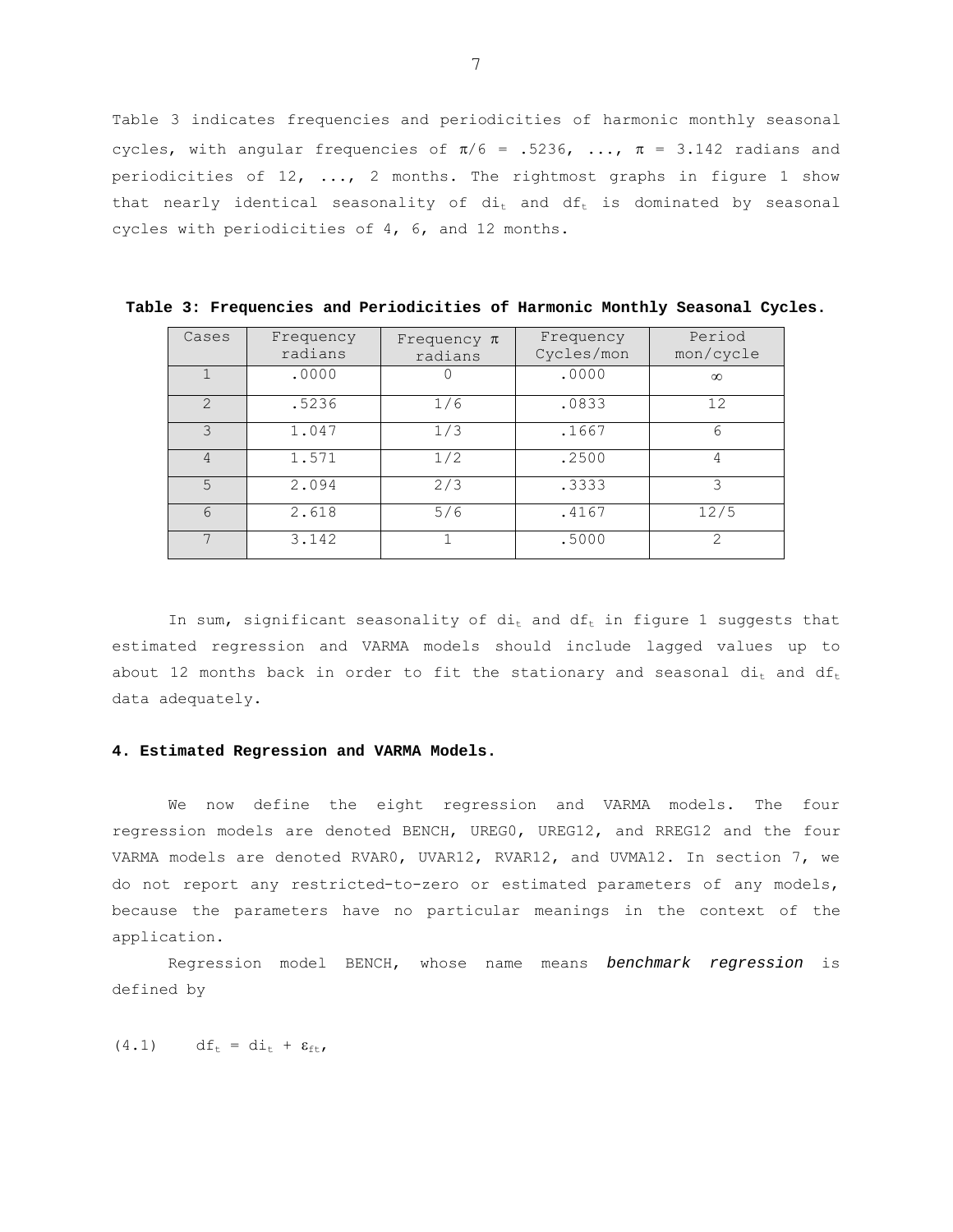Table 3 indicates frequencies and periodicities of harmonic monthly seasonal cycles, with angular frequencies of $\pi/6 = .5236, \ldots, \pi = 3.142$ radians and periodicities of 12, ..., 2 months. The rightmost graphs in figure 1 show that nearly identical seasonality of $di_t$ and $df_t$ is dominated by seasonal cycles with periodicities of 4, 6, and 12 months.

**Table 3: Frequencies and Periodicities of Harmonic Monthly Seasonal Cycles.**

| Cases | Frequency radians | Frequency $\pi$ radians | Frequency Cycles/mon | Period mon/cycle |
|---|---|---|---|---|
| 1 | .0000 | 0 | .0000 | $\infty$ |
| 2 | .5236 | 1/6 | .0833 | 12 |
| 3 | 1.047 | 1/3 | .1667 | 6 |
| 4 | 1.571 | 1/2 | .2500 | 4 |
| 5 | 2.094 | 2/3 | .3333 | 3 |
| 6 | 2.618 | 5/6 | .4167 | 12/5 |
| 7 | 3.142 | 1 | .5000 | 2 |

In sum, significant seasonality of $di_t$ and $df_t$ in figure 1 suggests that estimated regression and VARMA models should include lagged values up to about 12 months back in order to fit the stationary and seasonal $di_t$ and $df_t$ data adequately.

**4. Estimated Regression and VARMA Models.**

We now define the eight regression and VARMA models. The four regression models are denoted BENCH, UREG0, UREG12, and RREG12 and the four VARMA models are denoted RVAR0, UVAR12, RVAR12, and UVMA12. In section 7, we do not report any restricted-to-zero or estimated parameters of any models, because the parameters have no particular meanings in the context of the application.

Regression model BENCH, whose name means *benchmark regression* is defined by

$$(4.1) \qquad df_t = di_t + \varepsilon_{ft},$$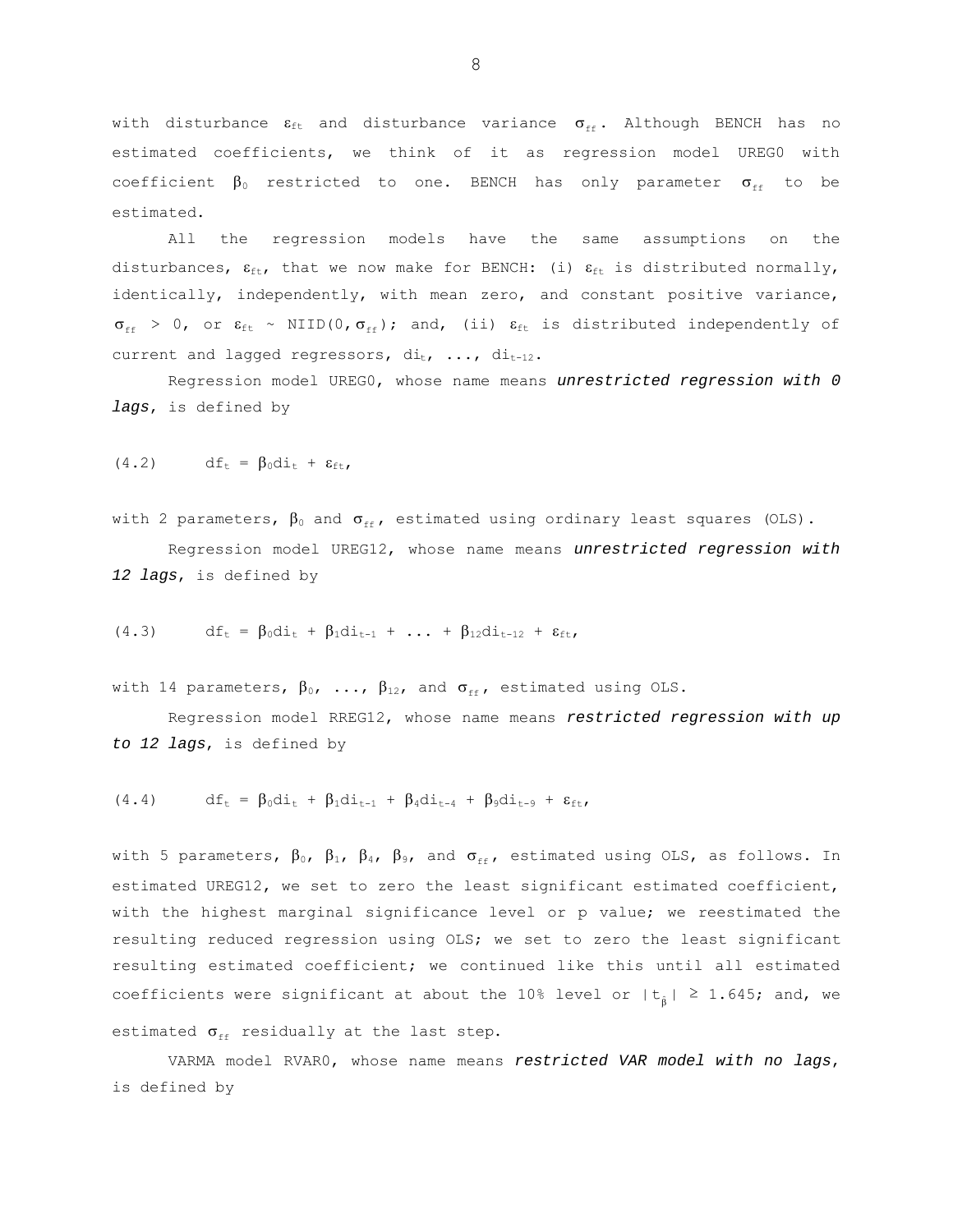with disturbance $\varepsilon_{ft}$ and disturbance variance $\sigma_{ff}$. Although BENCH has no estimated coefficients, we think of it as regression model UREG0 with coefficient $\beta_0$ restricted to one. BENCH has only parameter $\sigma_{ff}$ to be estimated.

All the regression models have the same assumptions on the disturbances, $\varepsilon_{ft}$, that we now make for BENCH: (i) $\varepsilon_{ft}$ is distributed normally, identically, independently, with mean zero, and constant positive variance, $\sigma_{ff} > 0$, or $\varepsilon_{ft} \sim NIID(0, \sigma_{ff})$; and, (ii) $\varepsilon_{ft}$ is distributed independently of current and lagged regressors, $di_t$, ..., $di_{t-12}$.

Regression model UREG0, whose name means ***unrestricted regression with 0 lags***, is defined by

$$(4.2) \qquad df_t = \beta_0 di_t + \varepsilon_{ft},$$

with 2 parameters, $\beta_0$ and $\sigma_{ff}$, estimated using ordinary least squares (OLS).

Regression model UREG12, whose name means ***unrestricted regression with 12 lags***, is defined by

$$(4.3) \qquad df_t = \beta_0 di_t + \beta_1 di_{t-1} + \ldots + \beta_{12} di_{t-12} + \varepsilon_{ft},$$

with 14 parameters, $\beta_0$, ..., $\beta_{12}$, and $\sigma_{ff}$, estimated using OLS.

Regression model RREG12, whose name means ***restricted regression with up to 12 lags***, is defined by

$$(4.4) \qquad df_t = \beta_0 di_t + \beta_1 di_{t-1} + \beta_4 di_{t-4} + \beta_9 di_{t-9} + \varepsilon_{ft},$$

with 5 parameters, $\beta_0$, $\beta_1$, $\beta_4$, $\beta_9$, and $\sigma_{ff}$, estimated using OLS, as follows. In estimated UREG12, we set to zero the least significant estimated coefficient, with the highest marginal significance level or p value; we reestimated the resulting reduced regression using OLS; we set to zero the least significant resulting estimated coefficient; we continued like this until all estimated coefficients were significant at about the 10% level or $|t_{\hat{\beta}}| \geq 1.645$; and, we estimated $\sigma_{ff}$ residually at the last step.

VARMA model RVAR0, whose name means ***restricted VAR model with no lags***, is defined by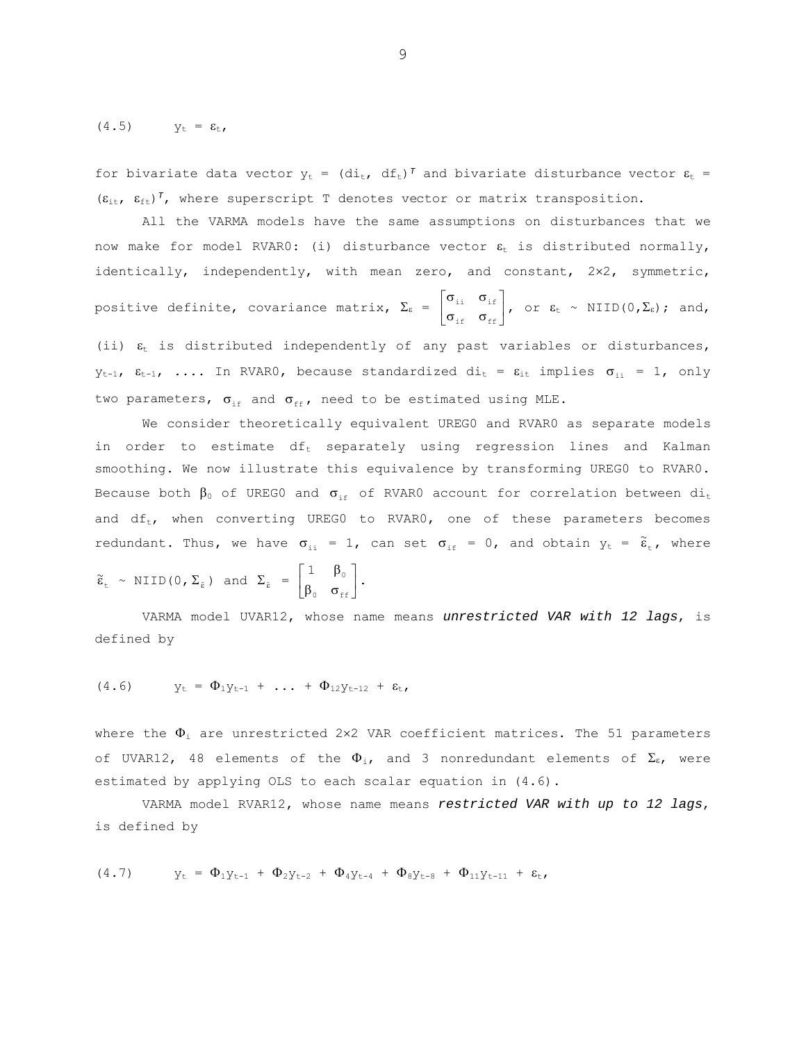(4.5) $\quad y_t = \varepsilon_t,$

for bivariate data vector $y_t = (di_t,\ df_t)^T$ and bivariate disturbance vector $\varepsilon_t = (\varepsilon_{it},\ \varepsilon_{ft})^T$, where superscript T denotes vector or matrix transposition.

All the VARMA models have the same assumptions on disturbances that we now make for model RVAR0: (i) disturbance vector $\varepsilon_t$ is distributed normally, identically, independently, with mean zero, and constant, 2×2, symmetric, positive definite, covariance matrix, $\Sigma_\varepsilon = \begin{bmatrix} \sigma_{ii} & \sigma_{if} \\ \sigma_{if} & \sigma_{ff} \end{bmatrix}$, or $\varepsilon_t \sim \text{NIID}(0,\Sigma_\varepsilon)$; and, (ii) $\varepsilon_t$ is distributed independently of any past variables or disturbances, $y_{t-1}$, $\varepsilon_{t-1}$, .... In RVAR0, because standardized $di_t = \varepsilon_{it}$ implies $\sigma_{ii} = 1$, only two parameters, $\sigma_{if}$ and $\sigma_{ff}$, need to be estimated using MLE.

We consider theoretically equivalent UREG0 and RVAR0 as separate models in order to estimate $df_t$ separately using regression lines and Kalman smoothing. We now illustrate this equivalence by transforming UREG0 to RVAR0. Because both $\beta_0$ of UREG0 and $\sigma_{if}$ of RVAR0 account for correlation between $di_t$ and $df_t$, when converting UREG0 to RVAR0, one of these parameters becomes redundant. Thus, we have $\sigma_{ii} = 1$, can set $\sigma_{if} = 0$, and obtain $y_t = \tilde{\varepsilon}_t$, where $\tilde{\varepsilon}_t \sim \text{NIID}(0,\Sigma_{\tilde{\varepsilon}})$ and $\Sigma_{\tilde{\varepsilon}} = \begin{bmatrix} 1 & \beta_0 \\ \beta_0 & \sigma_{ff} \end{bmatrix}$.

VARMA model UVAR12, whose name means ***unrestricted VAR with 12 lags***, is defined by

(4.6) $\quad y_t = \Phi_1 y_{t-1} + \ ...\ + \Phi_{12} y_{t-12} + \varepsilon_t,$

where the $\Phi_i$ are unrestricted 2×2 VAR coefficient matrices. The 51 parameters of UVAR12, 48 elements of the $\Phi_i$, and 3 nonredundant elements of $\Sigma_\varepsilon$, were estimated by applying OLS to each scalar equation in (4.6).

VARMA model RVAR12, whose name means ***restricted VAR with up to 12 lags***, is defined by

(4.7) $\quad y_t = \Phi_1 y_{t-1} + \Phi_2 y_{t-2} + \Phi_4 y_{t-4} + \Phi_8 y_{t-8} + \Phi_{11} y_{t-11} + \varepsilon_t,$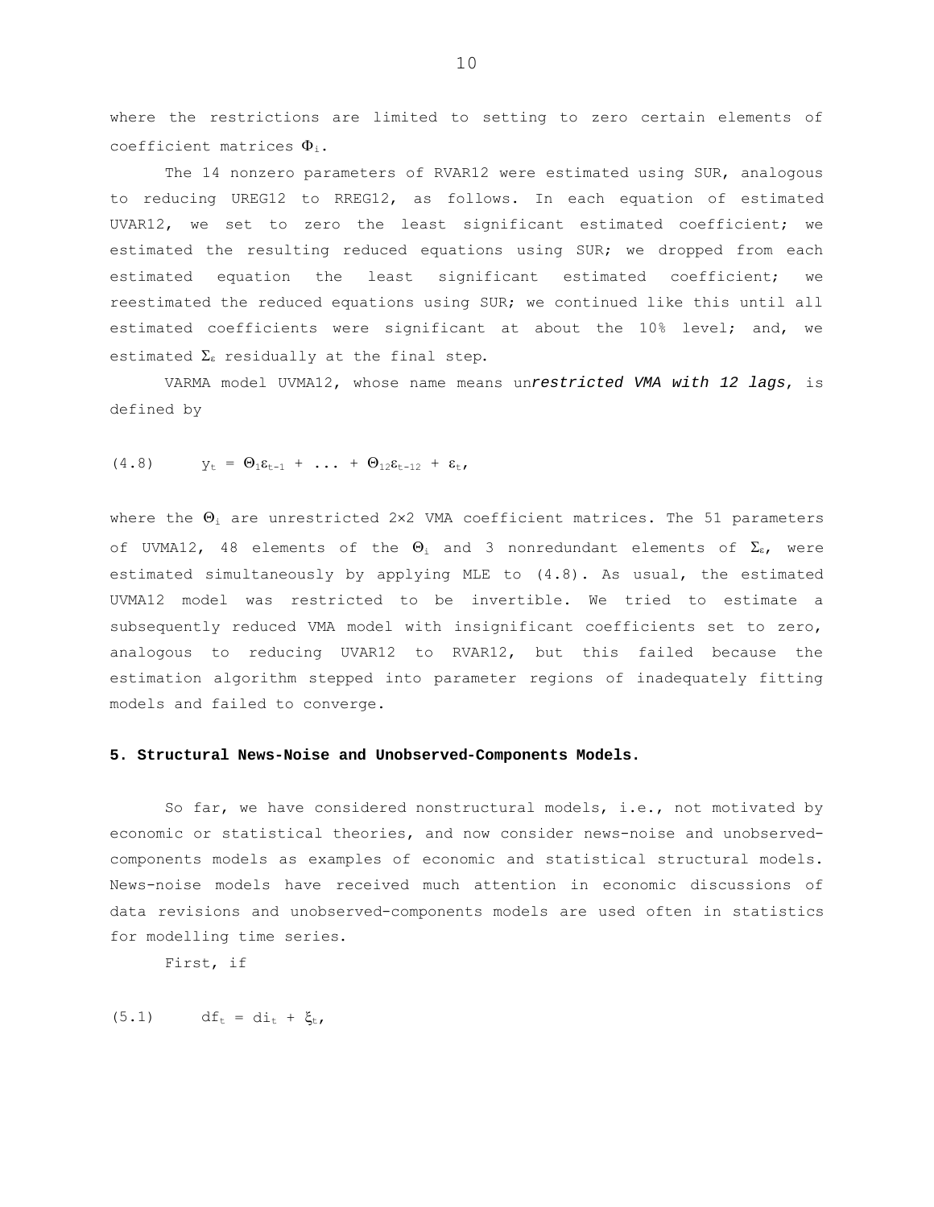where the restrictions are limited to setting to zero certain elements of coefficient matrices $\Phi_i$.

The 14 nonzero parameters of RVAR12 were estimated using SUR, analogous to reducing UREG12 to RREG12, as follows. In each equation of estimated UVAR12, we set to zero the least significant estimated coefficient; we estimated the resulting reduced equations using SUR; we dropped from each estimated equation the least significant estimated coefficient; we reestimated the reduced equations using SUR; we continued like this until all estimated coefficients were significant at about the 10% level; and, we estimated $\Sigma_\varepsilon$ residually at the final step.

VARMA model UVMA12, whose name means un*restricted VMA with 12 lags*, is defined by

$$(4.8) \qquad y_t = \Theta_1\varepsilon_{t-1} + \ldots + \Theta_{12}\varepsilon_{t-12} + \varepsilon_t,$$

where the $\Theta_i$ are unrestricted 2×2 VMA coefficient matrices. The 51 parameters of UVMA12, 48 elements of the $\Theta_i$ and 3 nonredundant elements of $\Sigma_\varepsilon$, were estimated simultaneously by applying MLE to (4.8). As usual, the estimated UVMA12 model was restricted to be invertible. We tried to estimate a subsequently reduced VMA model with insignificant coefficients set to zero, analogous to reducing UVAR12 to RVAR12, but this failed because the estimation algorithm stepped into parameter regions of inadequately fitting models and failed to converge.

**5. Structural News-Noise and Unobserved-Components Models.**

So far, we have considered nonstructural models, i.e., not motivated by economic or statistical theories, and now consider news-noise and unobserved-components models as examples of economic and statistical structural models. News-noise models have received much attention in economic discussions of data revisions and unobserved-components models are used often in statistics for modelling time series.

First, if

$$(5.1) \qquad df_t = di_t + \xi_t,$$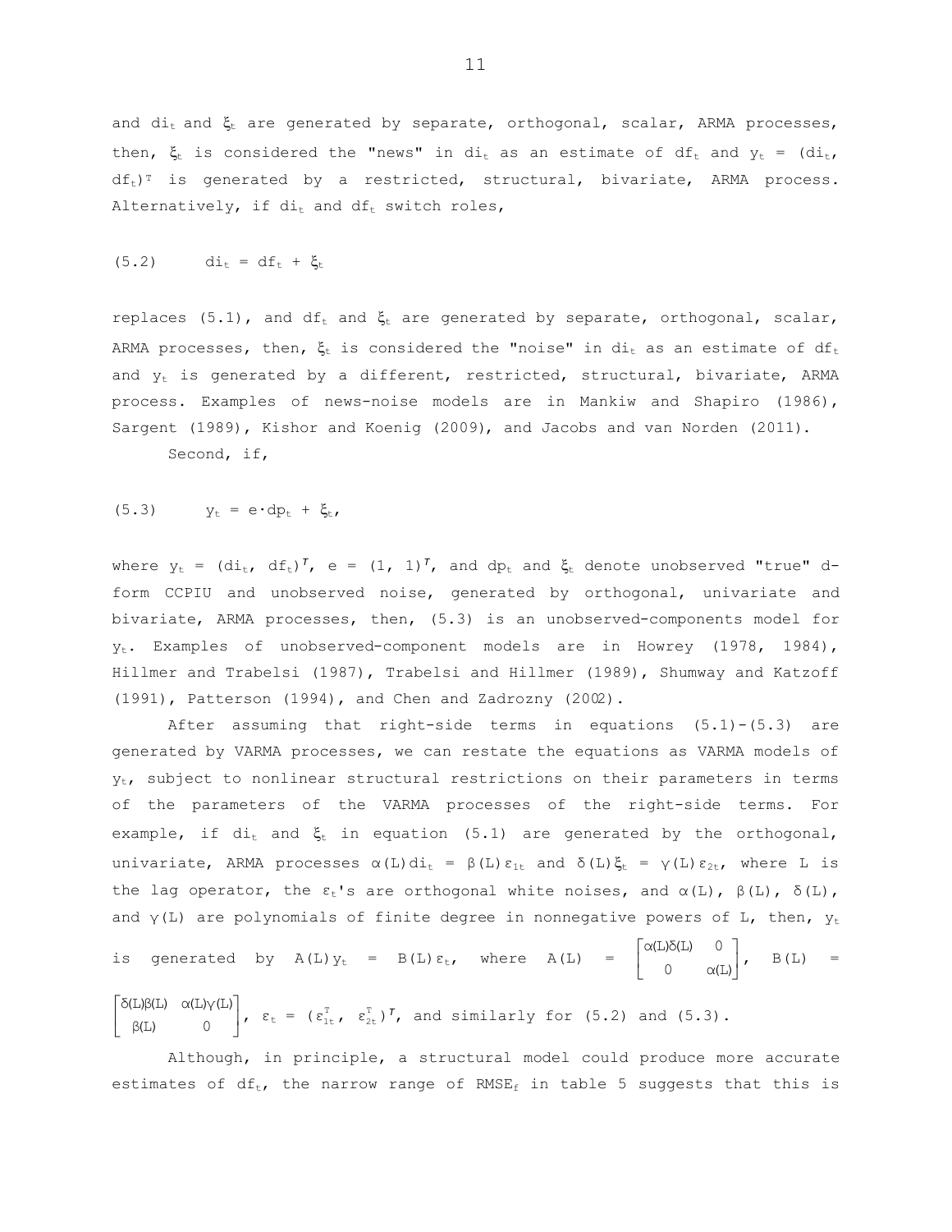and $di_t$ and $\xi_t$ are generated by separate, orthogonal, scalar, ARMA processes, then, $\xi_t$ is considered the "news" in $di_t$ as an estimate of $df_t$ and $y_t = (di_t, df_t)^T$ is generated by a restricted, structural, bivariate, ARMA process. Alternatively, if $di_t$ and $df_t$ switch roles,

$$(5.2) \qquad di_t = df_t + \xi_t$$

replaces (5.1), and $df_t$ and $\xi_t$ are generated by separate, orthogonal, scalar, ARMA processes, then, $\xi_t$ is considered the "noise" in $di_t$ as an estimate of $df_t$ and $y_t$ is generated by a different, restricted, structural, bivariate, ARMA process. Examples of news-noise models are in Mankiw and Shapiro (1986), Sargent (1989), Kishor and Koenig (2009), and Jacobs and van Norden (2011).

Second, if,

$$(5.3) \qquad y_t = e \cdot dp_t + \xi_t,$$

where $y_t = (di_t, df_t)^T$, $e = (1, 1)^T$, and $dp_t$ and $\xi_t$ denote unobserved "true" d-form CCPIU and unobserved noise, generated by orthogonal, univariate and bivariate, ARMA processes, then, (5.3) is an unobserved-components model for $y_t$. Examples of unobserved-component models are in Howrey (1978, 1984), Hillmer and Trabelsi (1987), Trabelsi and Hillmer (1989), Shumway and Katzoff (1991), Patterson (1994), and Chen and Zadrozny (2002).

After assuming that right-side terms in equations (5.1)-(5.3) are generated by VARMA processes, we can restate the equations as VARMA models of $y_t$, subject to nonlinear structural restrictions on their parameters in terms of the parameters of the VARMA processes of the right-side terms. For example, if $di_t$ and $\xi_t$ in equation (5.1) are generated by the orthogonal, univariate, ARMA processes $\alpha(L)di_t = \beta(L)\varepsilon_{1t}$ and $\delta(L)\xi_t = \gamma(L)\varepsilon_{2t}$, where L is the lag operator, the $\varepsilon_t$'s are orthogonal white noises, and $\alpha(L)$, $\beta(L)$, $\delta(L)$, and $\gamma(L)$ are polynomials of finite degree in nonnegative powers of L, then, $y_t$ is generated by $A(L)y_t = B(L)\varepsilon_t$, where $A(L) = \begin{bmatrix} \alpha(L)\delta(L) & 0 \\ 0 & \alpha(L) \end{bmatrix}$, $B(L) = \begin{bmatrix} \delta(L)\beta(L) & \alpha(L)\gamma(L) \\ \beta(L) & 0 \end{bmatrix}$, $\varepsilon_t = (\varepsilon_{1t}^T, \varepsilon_{2t}^T)^T$, and similarly for (5.2) and (5.3).

Although, in principle, a structural model could produce more accurate estimates of $df_t$, the narrow range of $RMSE_f$ in table 5 suggests that this is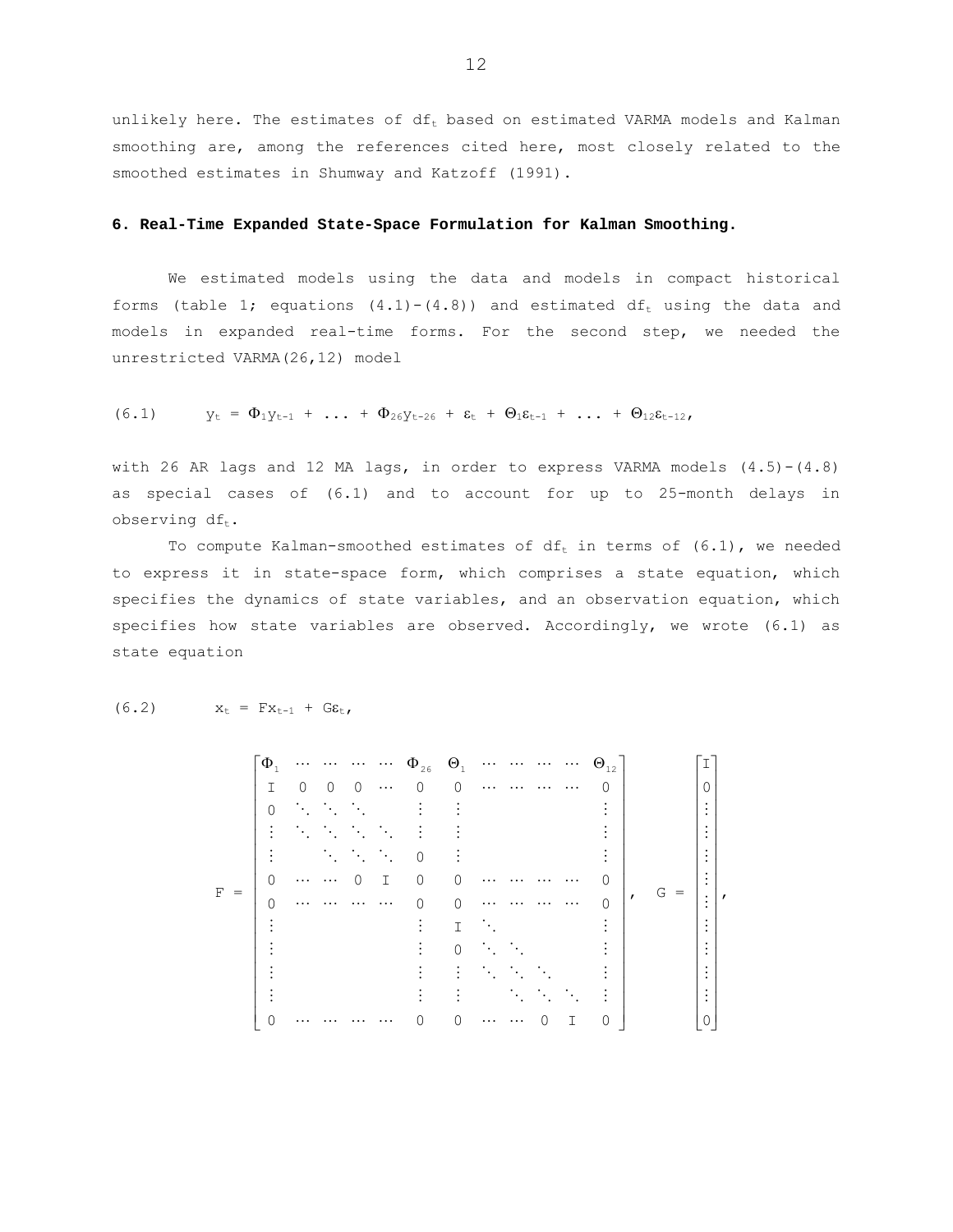unlikely here. The estimates of $df_t$ based on estimated VARMA models and Kalman smoothing are, among the references cited here, most closely related to the smoothed estimates in Shumway and Katzoff (1991).

## 6. Real-Time Expanded State-Space Formulation for Kalman Smoothing.

We estimated models using the data and models in compact historical forms (table 1; equations (4.1)-(4.8)) and estimated $df_t$ using the data and models in expanded real-time forms. For the second step, we needed the unrestricted VARMA(26,12) model

$$(6.1) \qquad y_t = \Phi_1 y_{t-1} + \ldots + \Phi_{26} y_{t-26} + \varepsilon_t + \Theta_1 \varepsilon_{t-1} + \ldots + \Theta_{12} \varepsilon_{t-12},$$

with 26 AR lags and 12 MA lags, in order to express VARMA models (4.5)-(4.8) as special cases of (6.1) and to account for up to 25-month delays in observing $df_t$.

To compute Kalman-smoothed estimates of $df_t$ in terms of (6.1), we needed to express it in state-space form, which comprises a state equation, which specifies the dynamics of state variables, and an observation equation, which specifies how state variables are observed. Accordingly, we wrote (6.1) as state equation

$$(6.2) \qquad x_t = F x_{t-1} + G \varepsilon_t,$$

$$F = \begin{bmatrix} \Phi_1 & \cdots & \cdots & \cdots & \cdots & \Phi_{26} & \Theta_1 & \cdots & \cdots & \cdots & \cdots & \Theta_{12} \\ I & 0 & 0 & 0 & \cdots & 0 & 0 & \cdots & \cdots & \cdots & \cdots & 0 \\ 0 & \ddots & \ddots & \ddots & & \vdots & \vdots & & & & & \vdots \\ \vdots & \ddots & \ddots & \ddots & \ddots & \vdots & \vdots & & & & & \vdots \\ \vdots & & \ddots & \ddots & \ddots & 0 & \vdots & & & & & \vdots \\ 0 & \cdots & \cdots & 0 & I & 0 & 0 & \cdots & \cdots & \cdots & \cdots & 0 \\ 0 & \cdots & \cdots & \cdots & \cdots & 0 & 0 & \cdots & \cdots & \cdots & \cdots & 0 \\ \vdots & & & & & \vdots & I & \ddots & & & & \vdots \\ \vdots & & & & & \vdots & 0 & \ddots & \ddots & & & \vdots \\ \vdots & & & & & \vdots & \vdots & \ddots & \ddots & \ddots & & \vdots \\ \vdots & & & & & \vdots & \vdots & & \ddots & \ddots & \ddots & \vdots \\ 0 & \cdots & \cdots & \cdots & \cdots & 0 & 0 & \cdots & \cdots & 0 & I & 0 \end{bmatrix}, \quad G = \begin{bmatrix} I \\ 0 \\ \vdots \\ \vdots \\ \vdots \\ \vdots \\ \vdots \\ \vdots \\ \vdots \\ \vdots \\ \vdots \\ 0 \end{bmatrix},$$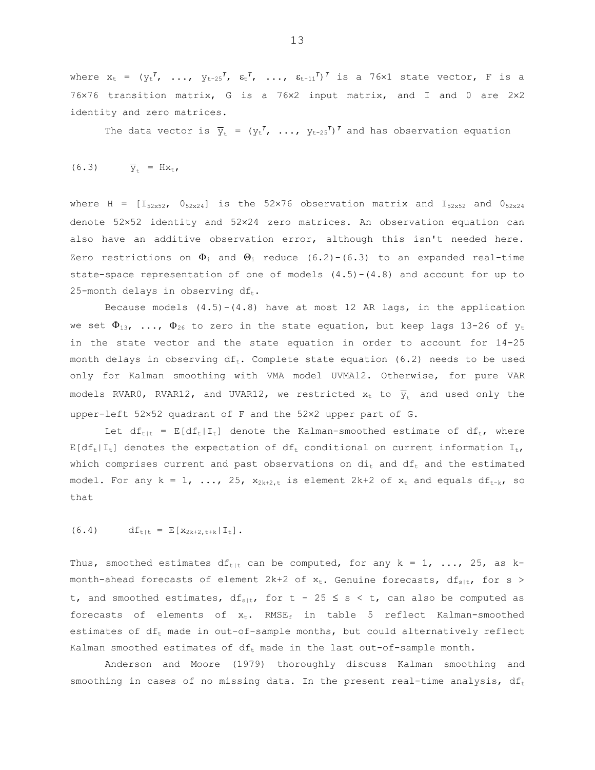where $x_t = (y_t^T, \ldots, y_{t-25}^T, \varepsilon_t^T, \ldots, \varepsilon_{t-11}^T)^T$ is a 76×1 state vector, F is a 76×76 transition matrix, G is a 76×2 input matrix, and I and 0 are 2×2 identity and zero matrices.

The data vector is $\bar{y}_t = (y_t^T, \ldots, y_{t-25}^T)^T$ and has observation equation

$$(6.3) \qquad \bar{y}_t = Hx_t,$$

where $H = [I_{52x52}, 0_{52x24}]$ is the 52×76 observation matrix and $I_{52x52}$ and $0_{52x24}$ denote 52×52 identity and 52×24 zero matrices. An observation equation can also have an additive observation error, although this isn't needed here. Zero restrictions on $\Phi_i$ and $\Theta_i$ reduce (6.2)-(6.3) to an expanded real-time state-space representation of one of models (4.5)-(4.8) and account for up to 25-month delays in observing $df_t$.

Because models (4.5)-(4.8) have at most 12 AR lags, in the application we set $\Phi_{13}, \ldots, \Phi_{26}$ to zero in the state equation, but keep lags 13-26 of $y_t$ in the state vector and the state equation in order to account for 14-25 month delays in observing $df_t$. Complete state equation (6.2) needs to be used only for Kalman smoothing with VMA model UVMA12. Otherwise, for pure VAR models RVAR0, RVAR12, and UVAR12, we restricted $x_t$ to $\bar{y}_t$ and used only the upper-left 52×52 quadrant of F and the 52×2 upper part of G.

Let $df_{t|t} = E[df_t|I_t]$ denote the Kalman-smoothed estimate of $df_t$, where $E[df_t|I_t]$ denotes the expectation of $df_t$ conditional on current information $I_t$, which comprises current and past observations on $di_t$ and $df_t$ and the estimated model. For any $k = 1, \ldots, 25$, $x_{2k+2,t}$ is element 2k+2 of $x_t$ and equals $df_{t-k}$, so that

$$(6.4) \qquad df_{t|t} = E[x_{2k+2,t+k}|I_t].$$

Thus, smoothed estimates $df_{t|t}$ can be computed, for any $k = 1, \ldots, 25$, as k-month-ahead forecasts of element 2k+2 of $x_t$. Genuine forecasts, $df_{s|t}$, for $s > t$, and smoothed estimates, $df_{s|t}$, for $t - 25 \leq s < t$, can also be computed as forecasts of elements of $x_t$. $RMSE_f$ in table 5 reflect Kalman-smoothed estimates of $df_t$ made in out-of-sample months, but could alternatively reflect Kalman smoothed estimates of $df_t$ made in the last out-of-sample month.

Anderson and Moore (1979) thoroughly discuss Kalman smoothing and smoothing in cases of no missing data. In the present real-time analysis, $df_t$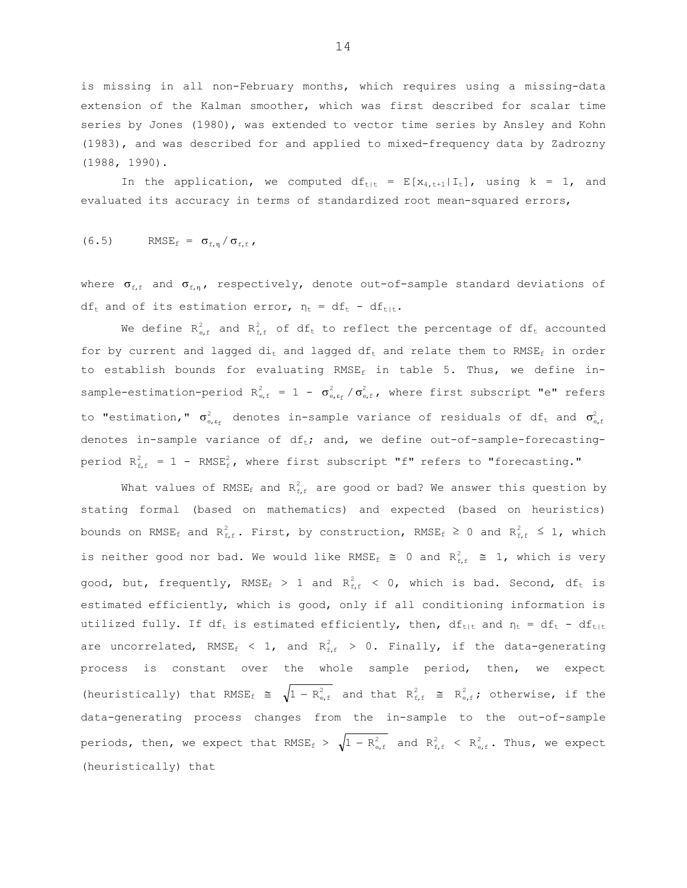is missing in all non-February months, which requires using a missing-data extension of the Kalman smoother, which was first described for scalar time series by Jones (1980), was extended to vector time series by Ansley and Kohn (1983), and was described for and applied to mixed-frequency data by Zadrozny (1988, 1990).

In the application, we computed $df_{t|t} = E[x_{4,t+1}|I_t]$, using $k = 1$, and evaluated its accuracy in terms of standardized root mean-squared errors,

$$\text{(6.5)} \qquad RMSE_f = \sigma_{f,\eta} / \sigma_{f,f} ,$$

where $\sigma_{f,f}$ and $\sigma_{f,\eta}$, respectively, denote out-of-sample standard deviations of $df_t$ and of its estimation error, $\eta_t = df_t - df_{t|t}$.

We define $R^2_{e,f}$ and $R^2_{f,f}$ of $df_t$ to reflect the percentage of $df_t$ accounted for by current and lagged $di_t$ and lagged $df_t$ and relate them to $RMSE_f$ in order to establish bounds for evaluating $RMSE_f$ in table 5. Thus, we define in-sample-estimation-period $R^2_{e,f} = 1 - \sigma^2_{e,\varepsilon_f} / \sigma^2_{e,f}$, where first subscript "e" refers to "estimation," $\sigma^2_{e,\varepsilon_f}$ denotes in-sample variance of residuals of $df_t$ and $\sigma^2_{e,f}$ denotes in-sample variance of $df_t$; and, we define out-of-sample-forecasting-period $R^2_{f,f} = 1 - RMSE^2_f$, where first subscript "f" refers to "forecasting."

What values of $RMSE_f$ and $R^2_{f,f}$ are good or bad? We answer this question by stating formal (based on mathematics) and expected (based on heuristics) bounds on $RMSE_f$ and $R^2_{f,f}$. First, by construction, $RMSE_f \geq 0$ and $R^2_{f,f} \leq 1$, which is neither good nor bad. We would like $RMSE_f \cong 0$ and $R^2_{f,f} \cong 1$, which is very good, but, frequently, $RMSE_f > 1$ and $R^2_{f,f} < 0$, which is bad. Second, $df_t$ is estimated efficiently, which is good, only if all conditioning information is utilized fully. If $df_t$ is estimated efficiently, then, $df_{t|t}$ and $\eta_t = df_t - df_{t|t}$ are uncorrelated, $RMSE_f < 1$, and $R^2_{f,f} > 0$. Finally, if the data-generating process is constant over the whole sample period, then, we expect (heuristically) that $RMSE_f \cong \sqrt{1 - R^2_{e,f}}$ and that $R^2_{f,f} \cong R^2_{e,f}$; otherwise, if the data-generating process changes from the in-sample to the out-of-sample periods, then, we expect that $RMSE_f > \sqrt{1 - R^2_{e,f}}$ and $R^2_{f,f} < R^2_{e,f}$. Thus, we expect (heuristically) that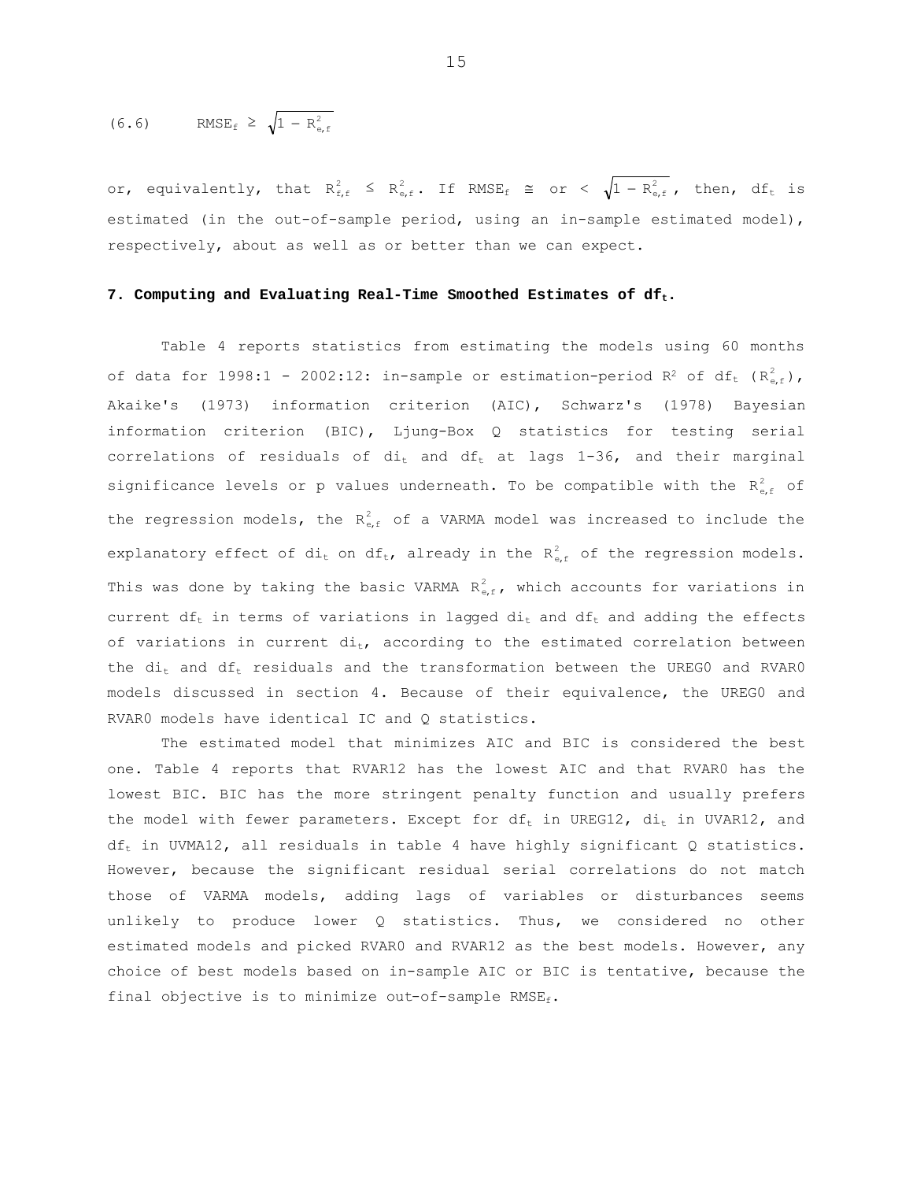$$(6.6) \qquad RMSE_f \geq \sqrt{1 - R^2_{e,f}}$$

or, equivalently, that $R^2_{f,f} \leq R^2_{e,f}$. If $RMSE_f \cong$ or $< \sqrt{1 - R^2_{e,f}}$, then, $df_t$ is estimated (in the out-of-sample period, using an in-sample estimated model), respectively, about as well as or better than we can expect.

## 7. Computing and Evaluating Real-Time Smoothed Estimates of $df_t$.

Table 4 reports statistics from estimating the models using 60 months of data for 1998:1 - 2002:12: in-sample or estimation-period $R^2$ of $df_t$ ($R^2_{e,f}$), Akaike's (1973) information criterion (AIC), Schwarz's (1978) Bayesian information criterion (BIC), Ljung-Box Q statistics for testing serial correlations of residuals of $di_t$ and $df_t$ at lags 1-36, and their marginal significance levels or p values underneath. To be compatible with the $R^2_{e,f}$ of the regression models, the $R^2_{e,f}$ of a VARMA model was increased to include the explanatory effect of $di_t$ on $df_t$, already in the $R^2_{e,f}$ of the regression models. This was done by taking the basic VARMA $R^2_{e,f}$, which accounts for variations in current $df_t$ in terms of variations in lagged $di_t$ and $df_t$ and adding the effects of variations in current $di_t$, according to the estimated correlation between the $di_t$ and $df_t$ residuals and the transformation between the UREG0 and RVAR0 models discussed in section 4. Because of their equivalence, the UREG0 and RVAR0 models have identical IC and Q statistics.

The estimated model that minimizes AIC and BIC is considered the best one. Table 4 reports that RVAR12 has the lowest AIC and that RVAR0 has the lowest BIC. BIC has the more stringent penalty function and usually prefers the model with fewer parameters. Except for $df_t$ in UREG12, $di_t$ in UVAR12, and $df_t$ in UVMA12, all residuals in table 4 have highly significant Q statistics. However, because the significant residual serial correlations do not match those of VARMA models, adding lags of variables or disturbances seems unlikely to produce lower Q statistics. Thus, we considered no other estimated models and picked RVAR0 and RVAR12 as the best models. However, any choice of best models based on in-sample AIC or BIC is tentative, because the final objective is to minimize out-of-sample $RMSE_f$.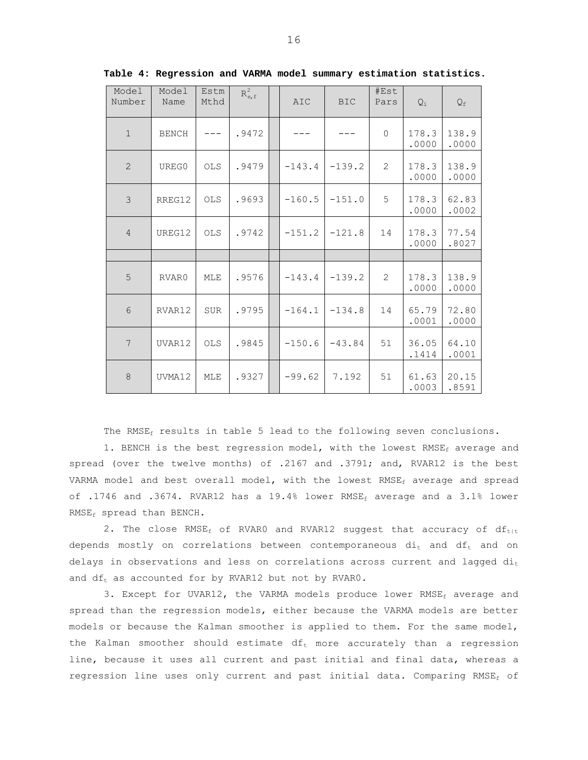**Table 4: Regression and VARMA model summary estimation statistics.**

| Model Number | Model Name | Estm Mthd | $R^2_{e,f}$ | | AIC | BIC | #Est Pars | $Q_i$ | $Q_f$ |
|---|---|---|---|---|---|---|---|---|---|
| 1 | BENCH | --- | .9472 | | --- | --- | 0 | 178.3 .0000 | 138.9 .0000 |
| 2 | UREG0 | OLS | .9479 | | -143.4 | -139.2 | 2 | 178.3 .0000 | 138.9 .0000 |
| 3 | RREG12 | OLS | .9693 | | -160.5 | -151.0 | 5 | 178.3 .0000 | 62.83 .0002 |
| 4 | UREG12 | OLS | .9742 | | -151.2 | -121.8 | 14 | 178.3 .0000 | 77.54 .8027 |
| | | | | | | | | | |
| 5 | RVAR0 | MLE | .9576 | | -143.4 | -139.2 | 2 | 178.3 .0000 | 138.9 .0000 |
| 6 | RVAR12 | SUR | .9795 | | -164.1 | -134.8 | 14 | 65.79 .0001 | 72.80 .0000 |
| 7 | UVAR12 | OLS | .9845 | | -150.6 | -43.84 | 51 | 36.05 .1414 | 64.10 .0001 |
| 8 | UVMA12 | MLE | .9327 | | -99.62 | 7.192 | 51 | 61.63 .0003 | 20.15 .8591 |

The $RMSE_f$ results in table 5 lead to the following seven conclusions.

1. BENCH is the best regression model, with the lowest $RMSE_f$ average and spread (over the twelve months) of .2167 and .3791; and, RVAR12 is the best VARMA model and best overall model, with the lowest $RMSE_f$ average and spread of .1746 and .3674. RVAR12 has a 19.4% lower $RMSE_f$ average and a 3.1% lower $RMSE_f$ spread than BENCH.

2. The close $RMSE_f$ of RVAR0 and RVAR12 suggest that accuracy of $df_{t|t}$ depends mostly on correlations between contemporaneous $di_t$ and $df_t$ and on delays in observations and less on correlations across current and lagged $di_t$ and $df_t$ as accounted for by RVAR12 but not by RVAR0.

3. Except for UVAR12, the VARMA models produce lower $RMSE_f$ average and spread than the regression models, either because the VARMA models are better models or because the Kalman smoother is applied to them. For the same model, the Kalman smoother should estimate $df_t$ more accurately than a regression line, because it uses all current and past initial and final data, whereas a regression line uses only current and past initial data. Comparing $RMSE_f$ of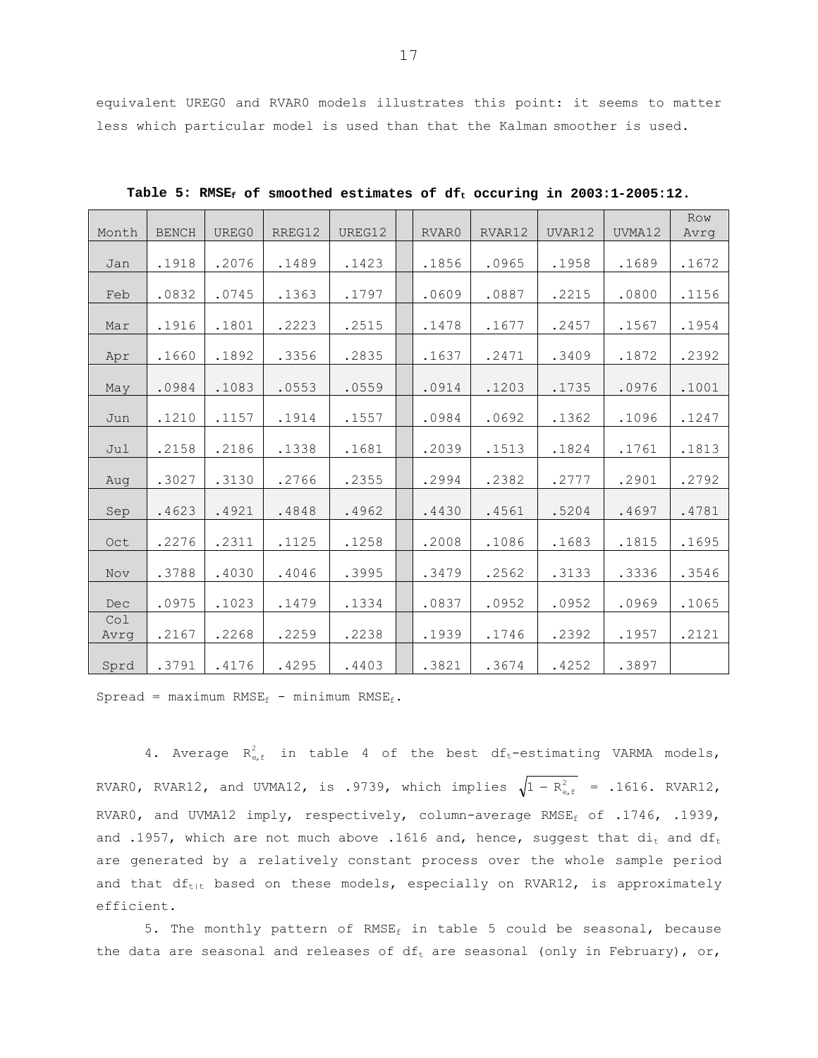equivalent UREG0 and RVAR0 models illustrates this point: it seems to matter less which particular model is used than that the Kalman smoother is used.

**Table 5: $RMSE_f$ of smoothed estimates of $df_t$ occuring in 2003:1-2005:12.**

| Month | BENCH | UREG0 | RREG12 | UREG12 | | RVAR0 | RVAR12 | UVAR12 | UVMA12 | Row Avrg |
|---|---|---|---|---|---|---|---|---|---|---|
| Jan | .1918 | .2076 | .1489 | .1423 | | .1856 | .0965 | .1958 | .1689 | .1672 |
| Feb | .0832 | .0745 | .1363 | .1797 | | .0609 | .0887 | .2215 | .0800 | .1156 |
| Mar | .1916 | .1801 | .2223 | .2515 | | .1478 | .1677 | .2457 | .1567 | .1954 |
| Apr | .1660 | .1892 | .3356 | .2835 | | .1637 | .2471 | .3409 | .1872 | .2392 |
| May | .0984 | .1083 | .0553 | .0559 | | .0914 | .1203 | .1735 | .0976 | .1001 |
| Jun | .1210 | .1157 | .1914 | .1557 | | .0984 | .0692 | .1362 | .1096 | .1247 |
| Jul | .2158 | .2186 | .1338 | .1681 | | .2039 | .1513 | .1824 | .1761 | .1813 |
| Aug | .3027 | .3130 | .2766 | .2355 | | .2994 | .2382 | .2777 | .2901 | .2792 |
| Sep | .4623 | .4921 | .4848 | .4962 | | .4430 | .4561 | .5204 | .4697 | .4781 |
| Oct | .2276 | .2311 | .1125 | .1258 | | .2008 | .1086 | .1683 | .1815 | .1695 |
| Nov | .3788 | .4030 | .4046 | .3995 | | .3479 | .2562 | .3133 | .3336 | .3546 |
| Dec | .0975 | .1023 | .1479 | .1334 | | .0837 | .0952 | .0952 | .0969 | .1065 |
| Col Avrg | .2167 | .2268 | .2259 | .2238 | | .1939 | .1746 | .2392 | .1957 | .2121 |
| Sprd | .3791 | .4176 | .4295 | .4403 | | .3821 | .3674 | .4252 | .3897 | |

Spread = maximum $RMSE_f$ - minimum $RMSE_f$.

4. Average $R^2_{e,f}$ in table 4 of the best $df_t$-estimating VARMA models, RVAR0, RVAR12, and UVMA12, is .9739, which implies $\sqrt{1 - R^2_{e,f}}$ = .1616. RVAR12, RVAR0, and UVMA12 imply, respectively, column-average $RMSE_f$ of .1746, .1939, and .1957, which are not much above .1616 and, hence, suggest that $di_t$ and $df_t$ are generated by a relatively constant process over the whole sample period and that $df_{t|t}$ based on these models, especially on RVAR12, is approximately efficient.

5. The monthly pattern of $RMSE_f$ in table 5 could be seasonal, because the data are seasonal and releases of $df_t$ are seasonal (only in February), or,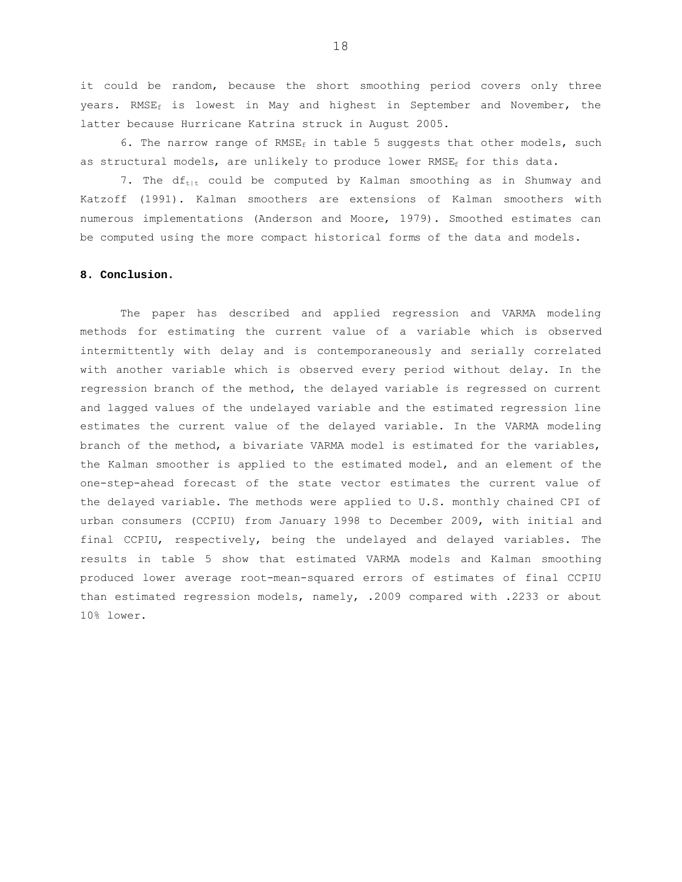it could be random, because the short smoothing period covers only three years. $RMSE_f$ is lowest in May and highest in September and November, the latter because Hurricane Katrina struck in August 2005.

6. The narrow range of $RMSE_f$ in table 5 suggests that other models, such as structural models, are unlikely to produce lower $RMSE_f$ for this data.

7. The $df_{t|t}$ could be computed by Kalman smoothing as in Shumway and Katzoff (1991). Kalman smoothers are extensions of Kalman smoothers with numerous implementations (Anderson and Moore, 1979). Smoothed estimates can be computed using the more compact historical forms of the data and models.

**8. Conclusion.**

The paper has described and applied regression and VARMA modeling methods for estimating the current value of a variable which is observed intermittently with delay and is contemporaneously and serially correlated with another variable which is observed every period without delay. In the regression branch of the method, the delayed variable is regressed on current and lagged values of the undelayed variable and the estimated regression line estimates the current value of the delayed variable. In the VARMA modeling branch of the method, a bivariate VARMA model is estimated for the variables, the Kalman smoother is applied to the estimated model, and an element of the one-step-ahead forecast of the state vector estimates the current value of the delayed variable. The methods were applied to U.S. monthly chained CPI of urban consumers (CCPIU) from January 1998 to December 2009, with initial and final CCPIU, respectively, being the undelayed and delayed variables. The results in table 5 show that estimated VARMA models and Kalman smoothing produced lower average root-mean-squared errors of estimates of final CCPIU than estimated regression models, namely, .2009 compared with .2233 or about 10% lower.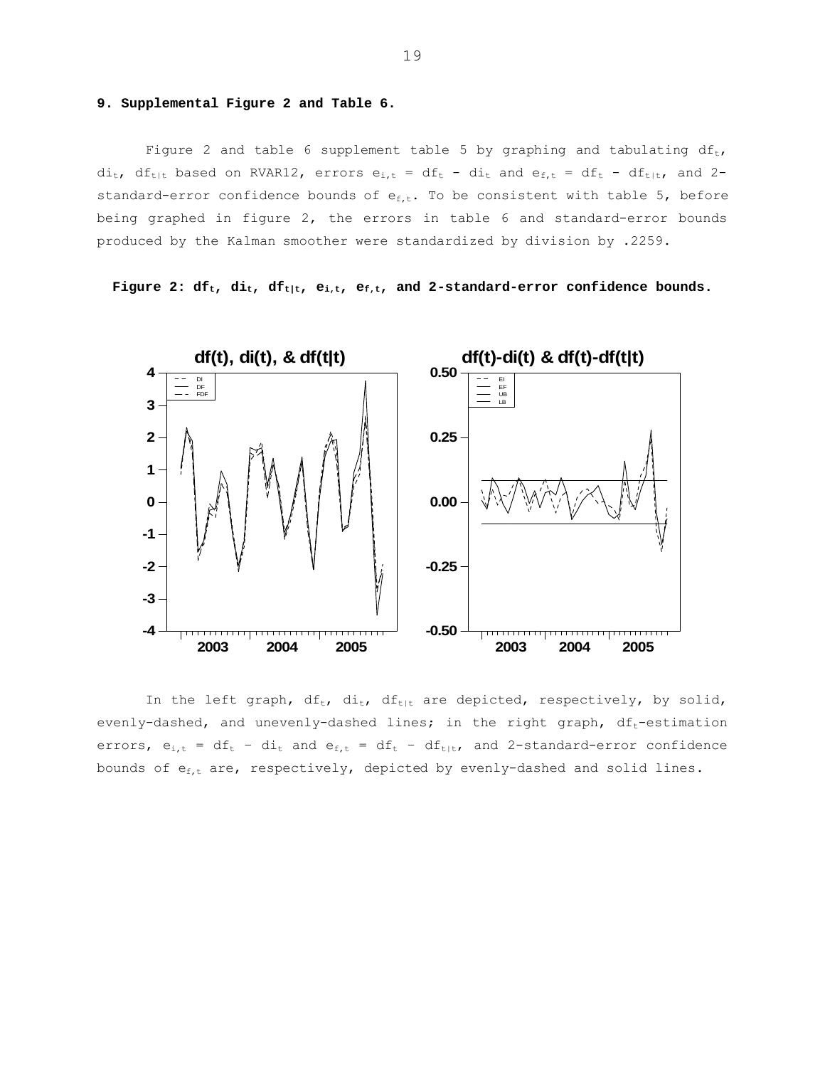## 9. Supplemental Figure 2 and Table 6.

Figure 2 and table 6 supplement table 5 by graphing and tabulating $df_t$, $di_t$, $df_{t|t}$ based on RVAR12, errors $e_{i,t} = df_t - di_t$ and $e_{f,t} = df_t - df_{t|t}$, and 2-standard-error confidence bounds of $e_{f,t}$. To be consistent with table 5, before being graphed in figure 2, the errors in table 6 and standard-error bounds produced by the Kalman smoother were standardized by division by .2259.

**Figure 2: $df_t$, $di_t$, $df_{t|t}$, $e_{i,t}$, $e_{f,t}$, and 2-standard-error confidence bounds.**

In the left graph, $df_t$, $di_t$, $df_{t|t}$ are depicted, respectively, by solid, evenly-dashed, and unevenly-dashed lines; in the right graph, $df_t$-estimation errors, $e_{i,t} = df_t - di_t$ and $e_{f,t} = df_t - df_{t|t}$, and 2-standard-error confidence bounds of $e_{f,t}$ are, respectively, depicted by evenly-dashed and solid lines.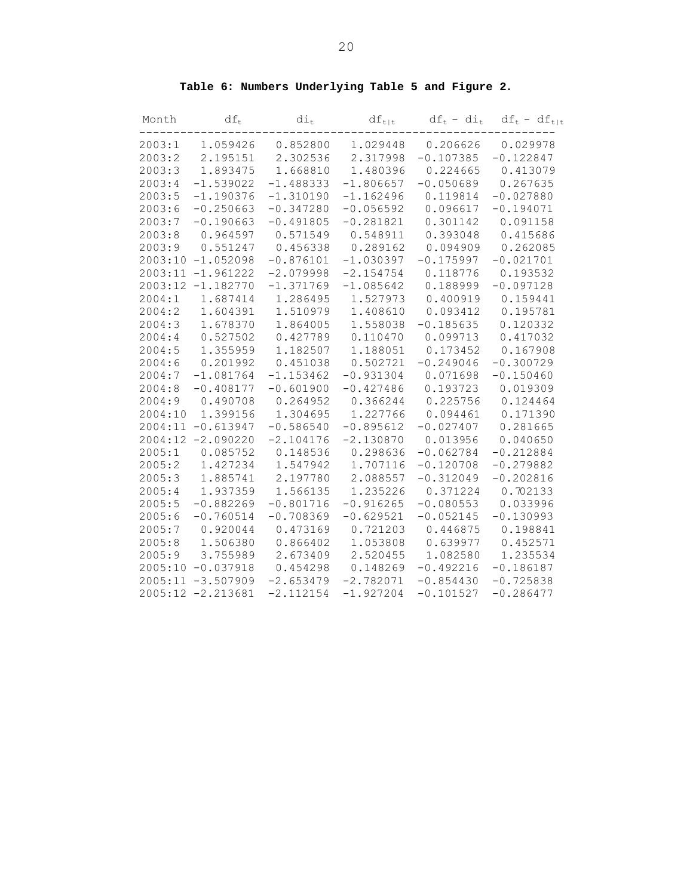**Table 6: Numbers Underlying Table 5 and Figure 2.**

| Month | $df_t$ | $di_t$ | $df_{t\|t}$ | $df_t$ - $di_t$ | $df_t$ - $df_{t\|t}$ |
|---|---|---|---|---|---|
| 2003:1 | 1.059426 | 0.852800 | 1.029448 | 0.206626 | 0.029978 |
| 2003:2 | 2.195151 | 2.302536 | 2.317998 | -0.107385 | -0.122847 |
| 2003:3 | 1.893475 | 1.668810 | 1.480396 | 0.224665 | 0.413079 |
| 2003:4 | -1.539022 | -1.488333 | -1.806657 | -0.050689 | 0.267635 |
| 2003:5 | -1.190376 | -1.310190 | -1.162496 | 0.119814 | -0.027880 |
| 2003:6 | -0.250663 | -0.347280 | -0.056592 | 0.096617 | -0.194071 |
| 2003:7 | -0.190663 | -0.491805 | -0.281821 | 0.301142 | 0.091158 |
| 2003:8 | 0.964597 | 0.571549 | 0.548911 | 0.393048 | 0.415686 |
| 2003:9 | 0.551247 | 0.456338 | 0.289162 | 0.094909 | 0.262085 |
| 2003:10 | -1.052098 | -0.876101 | -1.030397 | -0.175997 | -0.021701 |
| 2003:11 | -1.961222 | -2.079998 | -2.154754 | 0.118776 | 0.193532 |
| 2003:12 | -1.182770 | -1.371769 | -1.085642 | 0.188999 | -0.097128 |
| 2004:1 | 1.687414 | 1.286495 | 1.527973 | 0.400919 | 0.159441 |
| 2004:2 | 1.604391 | 1.510979 | 1.408610 | 0.093412 | 0.195781 |
| 2004:3 | 1.678370 | 1.864005 | 1.558038 | -0.185635 | 0.120332 |
| 2004:4 | 0.527502 | 0.427789 | 0.110470 | 0.099713 | 0.417032 |
| 2004:5 | 1.355959 | 1.182507 | 1.188051 | 0.173452 | 0.167908 |
| 2004:6 | 0.201992 | 0.451038 | 0.502721 | -0.249046 | -0.300729 |
| 2004:7 | -1.081764 | -1.153462 | -0.931304 | 0.071698 | -0.150460 |
| 2004:8 | -0.408177 | -0.601900 | -0.427486 | 0.193723 | 0.019309 |
| 2004:9 | 0.490708 | 0.264952 | 0.366244 | 0.225756 | 0.124464 |
| 2004:10 | 1.399156 | 1.304695 | 1.227766 | 0.094461 | 0.171390 |
| 2004:11 | -0.613947 | -0.586540 | -0.895612 | -0.027407 | 0.281665 |
| 2004:12 | -2.090220 | -2.104176 | -2.130870 | 0.013956 | 0.040650 |
| 2005:1 | 0.085752 | 0.148536 | 0.298636 | -0.062784 | -0.212884 |
| 2005:2 | 1.427234 | 1.547942 | 1.707116 | -0.120708 | -0.279882 |
| 2005:3 | 1.885741 | 2.197780 | 2.088557 | -0.312049 | -0.202816 |
| 2005:4 | 1.937359 | 1.566135 | 1.235226 | 0.371224 | 0.702133 |
| 2005:5 | -0.882269 | -0.801716 | -0.916265 | -0.080553 | 0.033996 |
| 2005:6 | -0.760514 | -0.708369 | -0.629521 | -0.052145 | -0.130993 |
| 2005:7 | 0.920044 | 0.473169 | 0.721203 | 0.446875 | 0.198841 |
| 2005:8 | 1.506380 | 0.866402 | 1.053808 | 0.639977 | 0.452571 |
| 2005:9 | 3.755989 | 2.673409 | 2.520455 | 1.082580 | 1.235534 |
| 2005:10 | -0.037918 | 0.454298 | 0.148269 | -0.492216 | -0.186187 |
| 2005:11 | -3.507909 | -2.653479 | -2.782071 | -0.854430 | -0.725838 |
| 2005:12 | -2.213681 | -2.112154 | -1.927204 | -0.101527 | -0.286477 |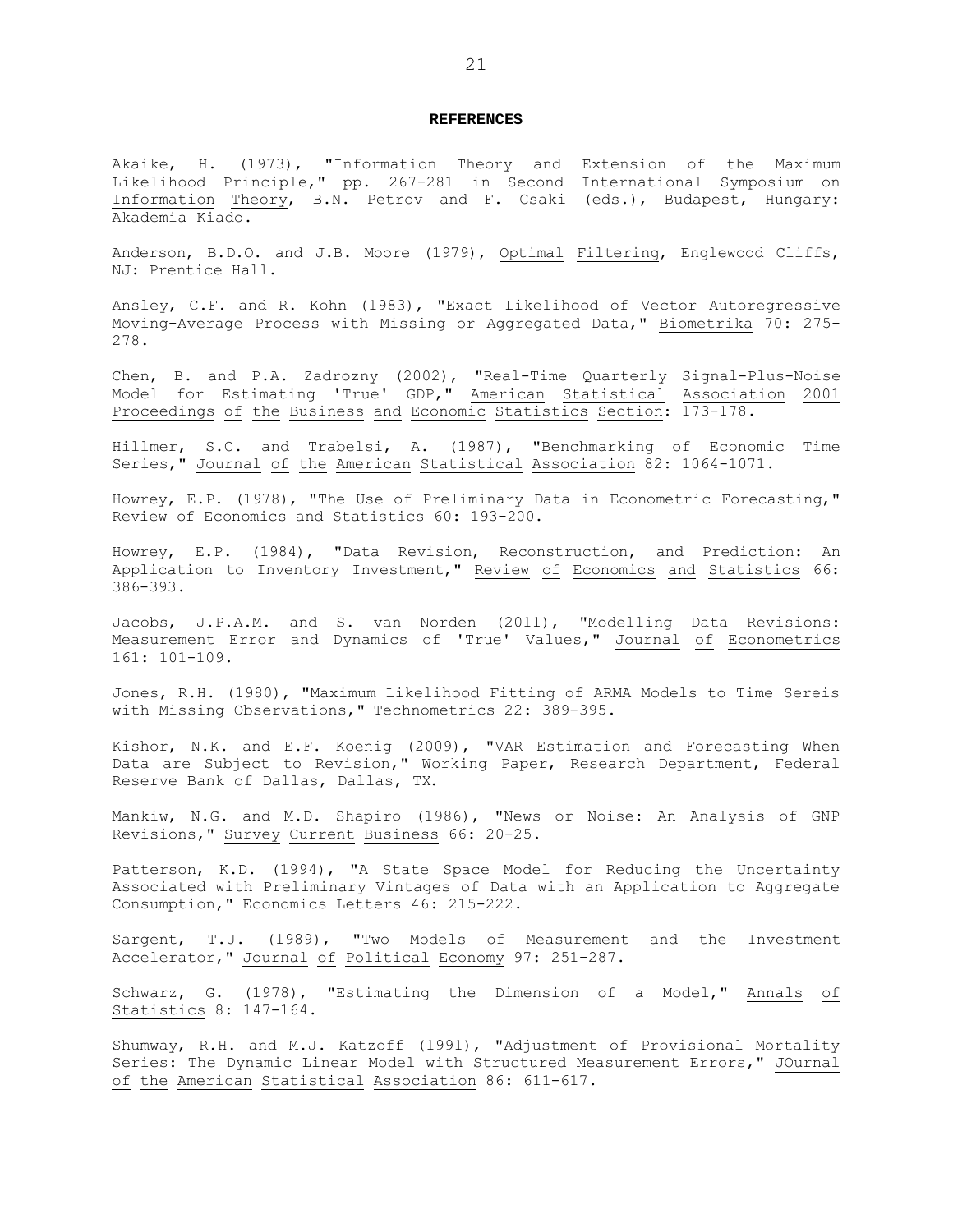# REFERENCES

Akaike, H. (1973), "Information Theory and Extension of the Maximum Likelihood Principle," pp. 267-281 in Second International Symposium on Information Theory, B.N. Petrov and F. Csaki (eds.), Budapest, Hungary: Akademia Kiado.

Anderson, B.D.O. and J.B. Moore (1979), Optimal Filtering, Englewood Cliffs, NJ: Prentice Hall.

Ansley, C.F. and R. Kohn (1983), "Exact Likelihood of Vector Autoregressive Moving-Average Process with Missing or Aggregated Data," Biometrika 70: 275-278.

Chen, B. and P.A. Zadrozny (2002), "Real-Time Quarterly Signal-Plus-Noise Model for Estimating 'True' GDP," American Statistical Association 2001 Proceedings of the Business and Economic Statistics Section: 173-178.

Hillmer, S.C. and Trabelsi, A. (1987), "Benchmarking of Economic Time Series," Journal of the American Statistical Association 82: 1064-1071.

Howrey, E.P. (1978), "The Use of Preliminary Data in Econometric Forecasting," Review of Economics and Statistics 60: 193-200.

Howrey, E.P. (1984), "Data Revision, Reconstruction, and Prediction: An Application to Inventory Investment," Review of Economics and Statistics 66: 386-393.

Jacobs, J.P.A.M. and S. van Norden (2011), "Modelling Data Revisions: Measurement Error and Dynamics of 'True' Values," Journal of Econometrics 161: 101-109.

Jones, R.H. (1980), "Maximum Likelihood Fitting of ARMA Models to Time Sereis with Missing Observations," Technometrics 22: 389-395.

Kishor, N.K. and E.F. Koenig (2009), "VAR Estimation and Forecasting When Data are Subject to Revision," Working Paper, Research Department, Federal Reserve Bank of Dallas, Dallas, TX.

Mankiw, N.G. and M.D. Shapiro (1986), "News or Noise: An Analysis of GNP Revisions," Survey Current Business 66: 20-25.

Patterson, K.D. (1994), "A State Space Model for Reducing the Uncertainty Associated with Preliminary Vintages of Data with an Application to Aggregate Consumption," Economics Letters 46: 215-222.

Sargent, T.J. (1989), "Two Models of Measurement and the Investment Accelerator," Journal of Political Economy 97: 251-287.

Schwarz, G. (1978), "Estimating the Dimension of a Model," Annals of Statistics 8: 147-164.

Shumway, R.H. and M.J. Katzoff (1991), "Adjustment of Provisional Mortality Series: The Dynamic Linear Model with Structured Measurement Errors," JOurnal of the American Statistical Association 86: 611-617.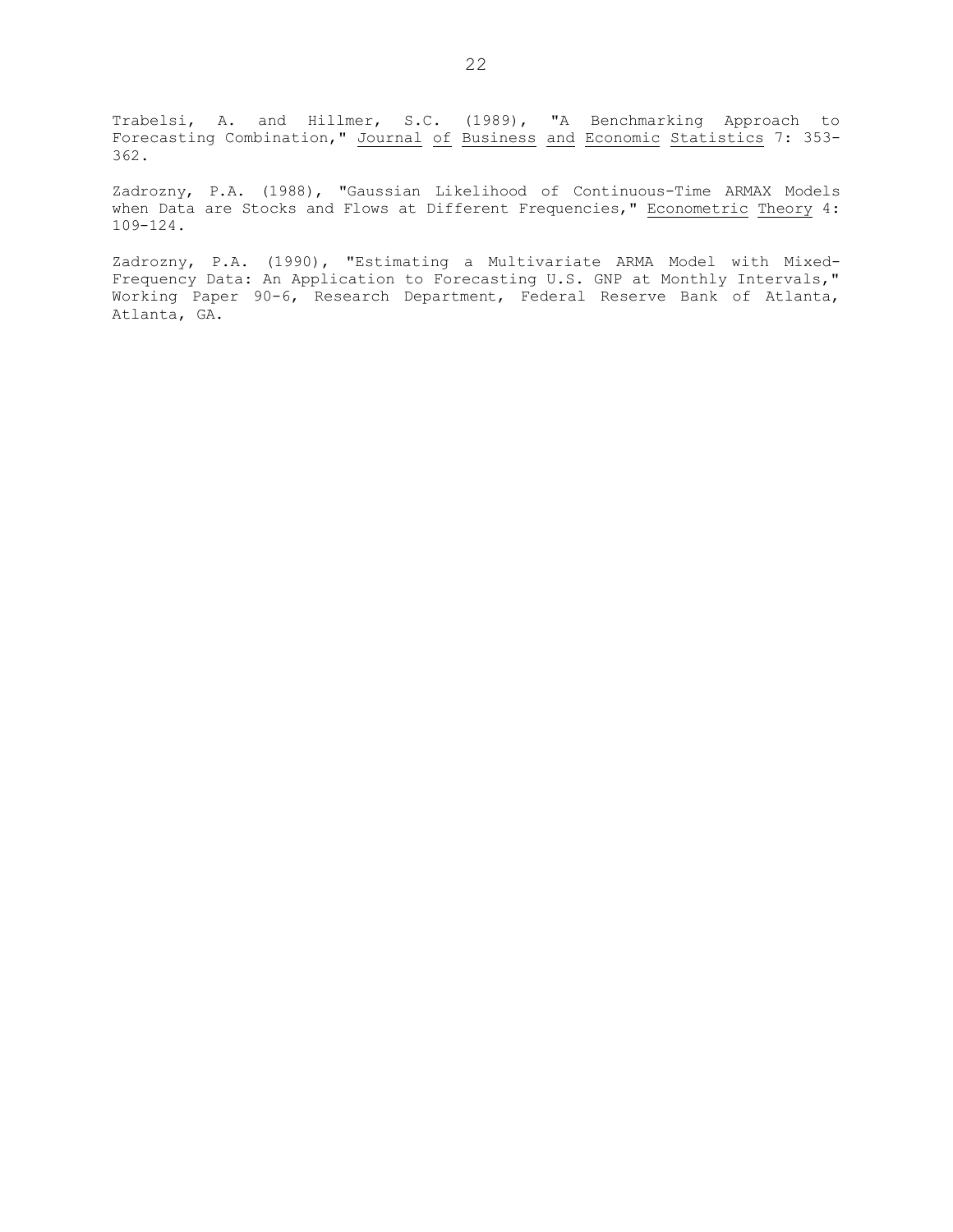Trabelsi, A. and Hillmer, S.C. (1989), "A Benchmarking Approach to Forecasting Combination," Journal of Business and Economic Statistics 7: 353-362.

Zadrozny, P.A. (1988), "Gaussian Likelihood of Continuous-Time ARMAX Models when Data are Stocks and Flows at Different Frequencies," Econometric Theory 4: 109-124.

Zadrozny, P.A. (1990), "Estimating a Multivariate ARMA Model with Mixed-Frequency Data: An Application to Forecasting U.S. GNP at Monthly Intervals," Working Paper 90-6, Research Department, Federal Reserve Bank of Atlanta, Atlanta, GA.